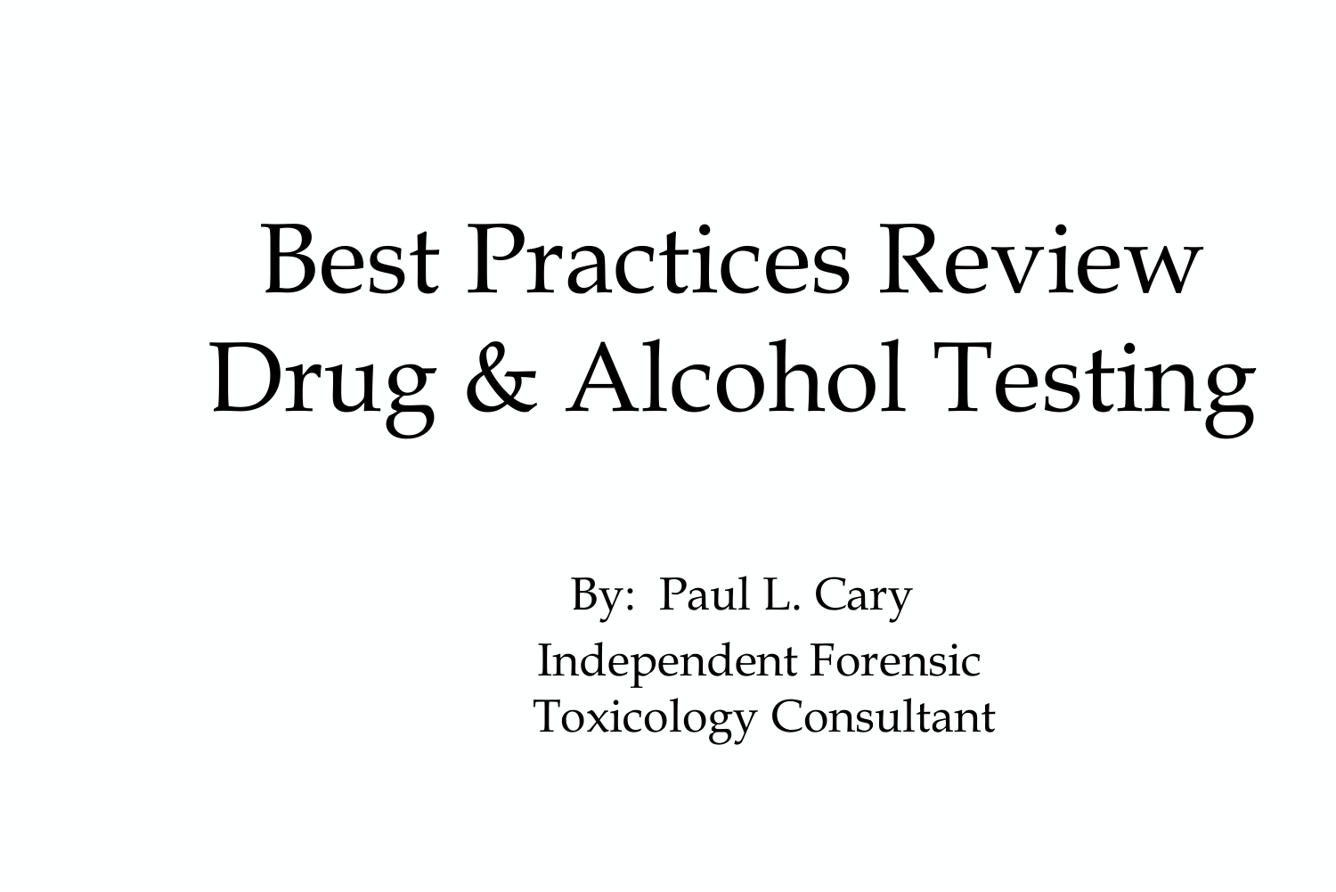# Best Practices Review Drug & Alcohol Testing

By: Paul L. Cary

Independent Forensic Toxicology Consultant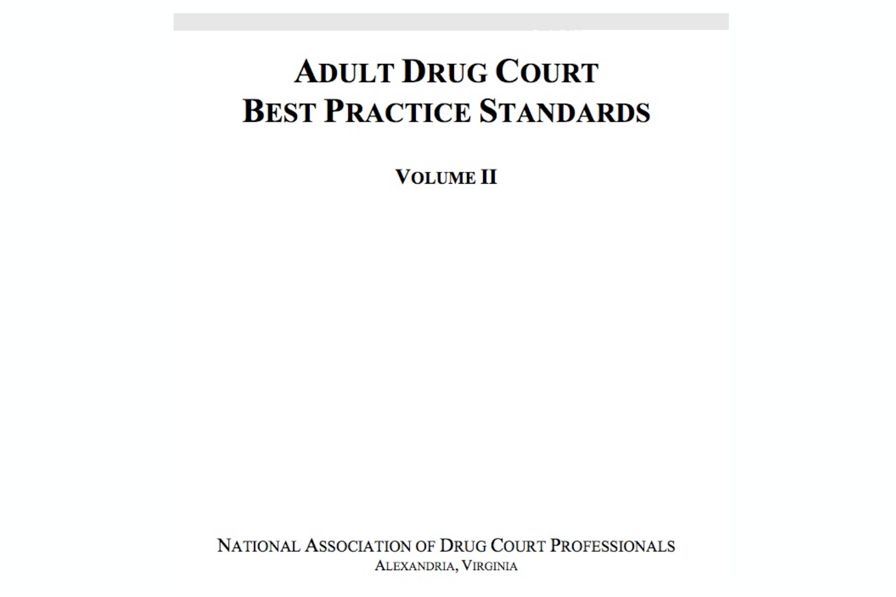# Adult Drug Court Best Practice Standards

## Volume II

National Association of Drug Court Professionals
Alexandria, Virginia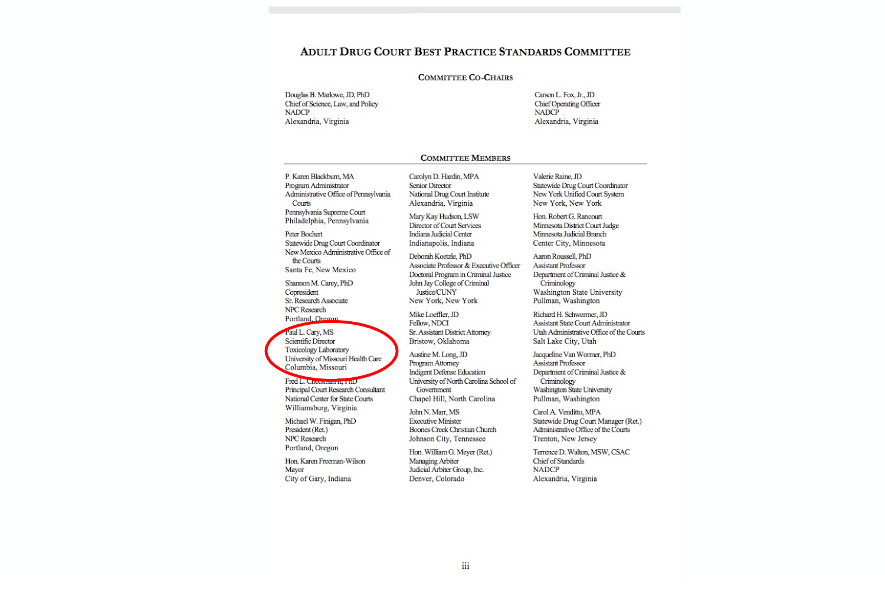# Adult Drug Court Best Practice Standards Committee

## Committee Co-Chairs

Douglas B. Marlowe, JD, PhD
Chief of Science, Law, and Policy
NADCP
Alexandria, Virginia

Carson L. Fox, Jr., JD
Chief Operating Officer
NADCP
Alexandria, Virginia

## Committee Members

P. Karen Blackburn, MA
Program Administrator
Administrative Office of Pennsylvania Courts
Pennsylvania Supreme Court
Philadelphia, Pennsylvania

Peter Bochert
Statewide Drug Court Coordinator
New Mexico Administrative Office of the Courts
Santa Fe, New Mexico

Shannon M. Carey, PhD
Copresident
Sr. Research Associate
NPC Research
Portland, Oregon

Paul L. Cary, MS
Scientific Director
Toxicology Laboratory
University of Missouri Health Care
Columbia, Missouri

Fred L. Cheesman II, PhD
Principal Court Research Consultant
National Center for State Courts
Williamsburg, Virginia

Michael W. Finigan, PhD
President (Ret.)
NPC Research
Portland, Oregon

Hon. Karen Freeman-Wilson
Mayor
City of Gary, Indiana

Carolyn D. Hardin, MPA
Senior Director
National Drug Court Institute
Alexandria, Virginia

Mary Kay Hudson, LSW
Director of Court Services
Indiana Judicial Center
Indianapolis, Indiana

Deborah Koetzle, PhD
Associate Professor & Executive Officer
Doctoral Program in Criminal Justice
John Jay College of Criminal Justice/CUNY
New York, New York

Mike Loeffler, JD
Fellow, NDCI
Sr. Assistant District Attorney
Bristow, Oklahoma

Austine M. Long, JD
Program Attorney
Indigent Defense Education
University of North Carolina School of Government
Chapel Hill, North Carolina

John N. Marr, MS
Executive Minister
Boones Creek Christian Church
Johnson City, Tennessee

Hon. William G. Meyer (Ret.)
Managing Arbiter
Judicial Arbiter Group, Inc.
Denver, Colorado

Valerie Raine, JD
Statewide Drug Court Coordinator
New York Unified Court System
New York, New York

Hon. Robert G. Rancourt
Minnesota District Court Judge
Minnesota Judicial Branch
Center City, Minnesota

Aaron Roussell, PhD
Assistant Professor
Department of Criminal Justice & Criminology
Washington State University
Pullman, Washington

Richard H. Schwermer, JD
Assistant State Court Administrator
Utah Administrative Office of the Courts
Salt Lake City, Utah

Jacqueline Van Wormer, PhD
Assistant Professor
Department of Criminal Justice & Criminology
Washington State University
Pullman, Washington

Carol A. Venditto, MPA
Statewide Drug Court Manager (Ret.)
Administrative Office of the Courts
Trenton, New Jersey

Terrence D. Walton, MSW, CSAC
Chief of Standards
NADCP
Alexandria, Virginia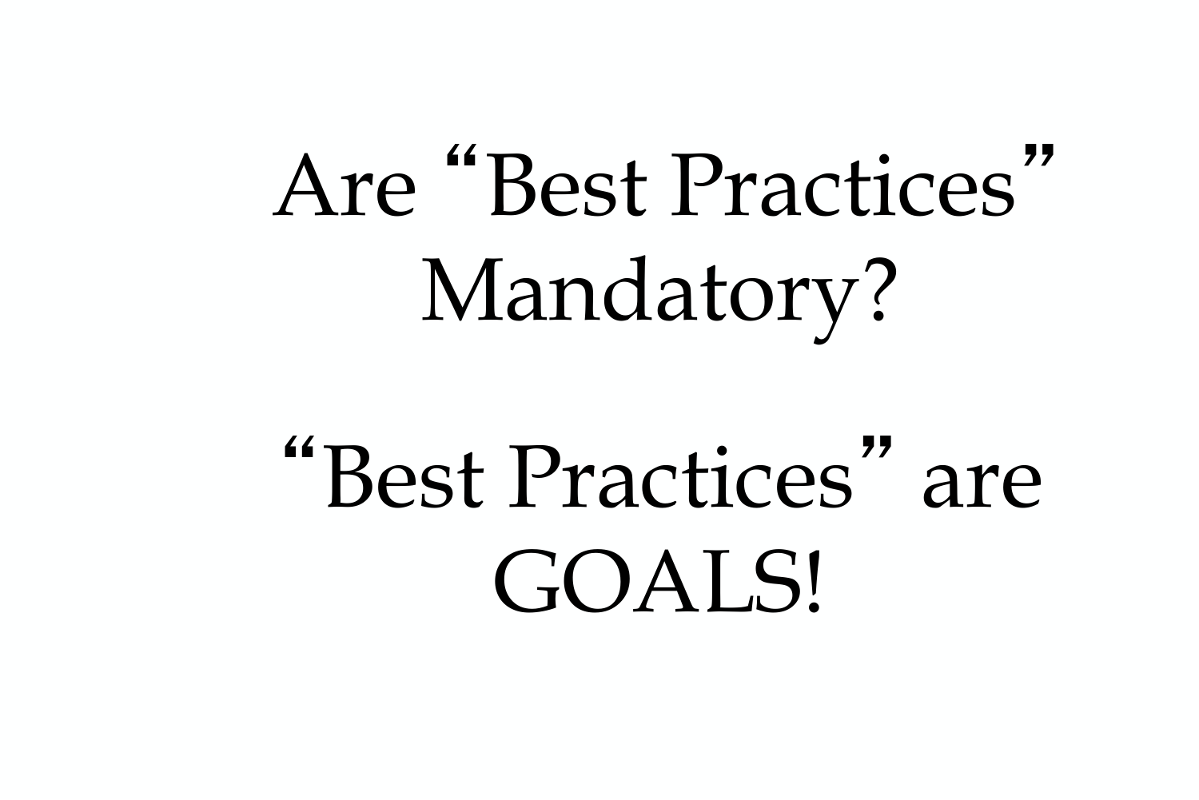# Are "Best Practices" Mandatory?

# "Best Practices" are GOALS!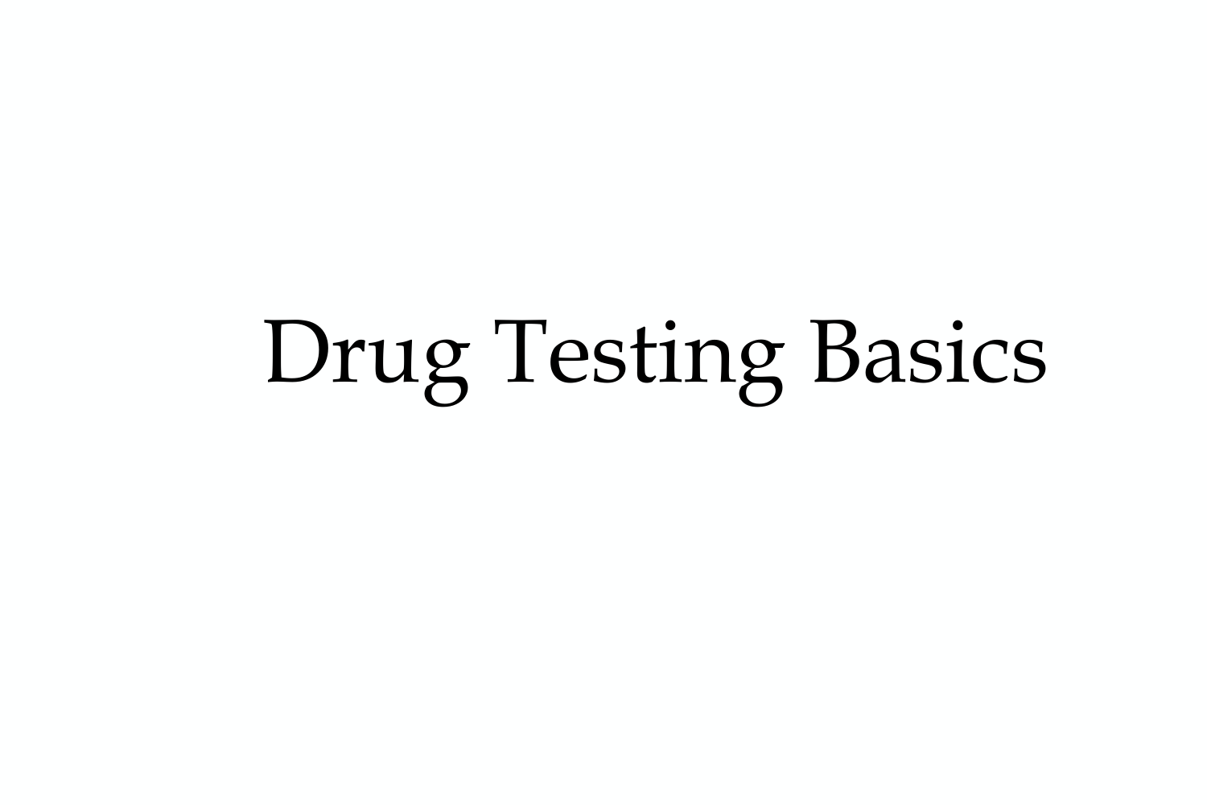# Drug Testing Basics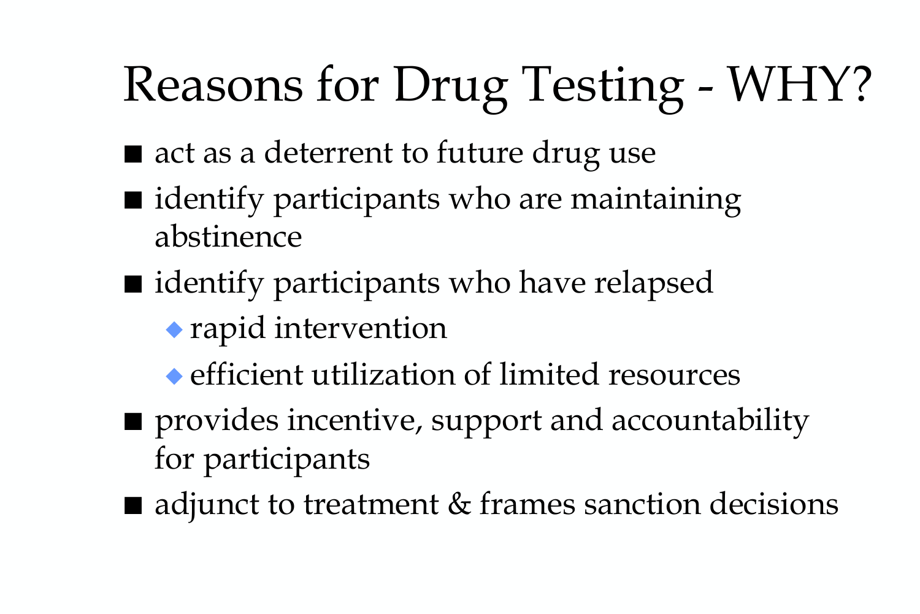# Reasons for Drug Testing - WHY?

- act as a deterrent to future drug use
- identify participants who are maintaining abstinence
- identify participants who have relapsed
  - rapid intervention
  - efficient utilization of limited resources
- provides incentive, support and accountability for participants
- adjunct to treatment & frames sanction decisions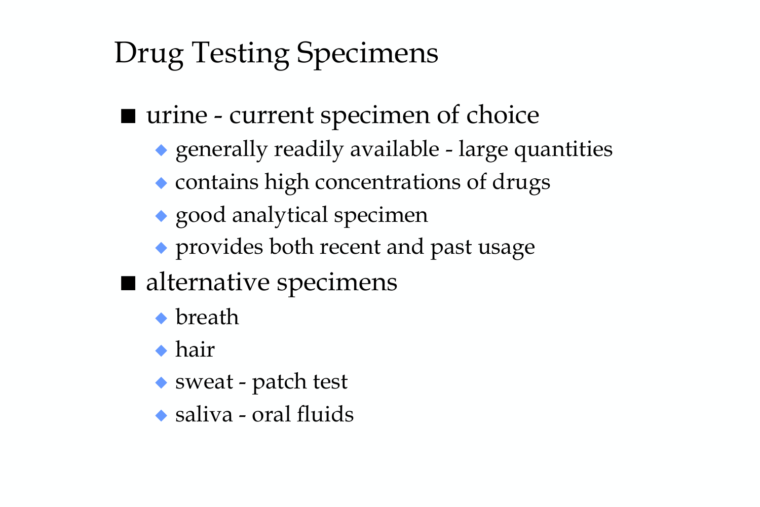# Drug Testing Specimens

- urine - current specimen of choice
  - generally readily available - large quantities
  - contains high concentrations of drugs
  - good analytical specimen
  - provides both recent and past usage
- alternative specimens
  - breath
  - hair
  - sweat - patch test
  - saliva - oral fluids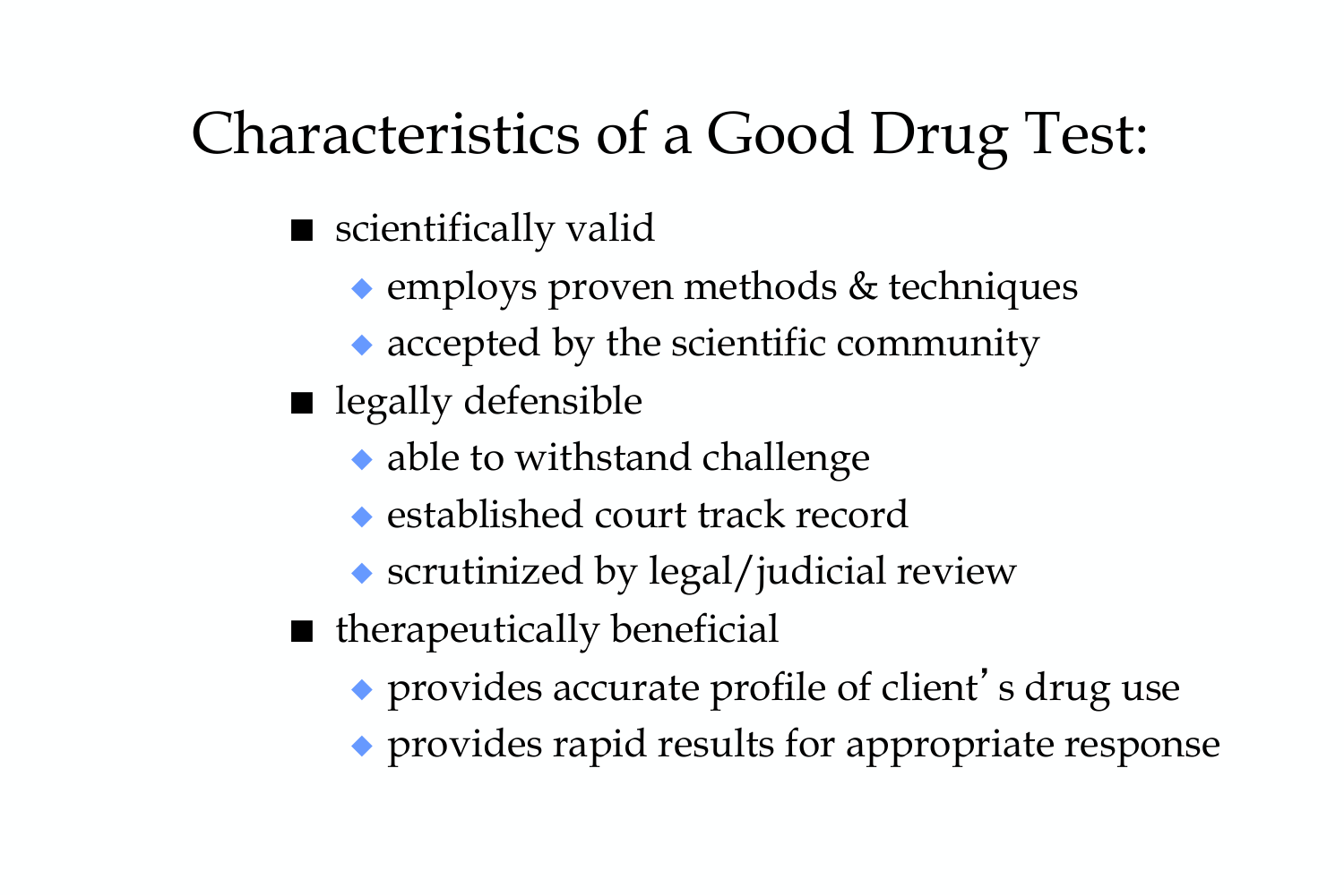# Characteristics of a Good Drug Test:

- scientifically valid
  - employs proven methods & techniques
  - accepted by the scientific community
- legally defensible
  - able to withstand challenge
  - established court track record
  - scrutinized by legal/judicial review
- therapeutically beneficial
  - provides accurate profile of client's drug use
  - provides rapid results for appropriate response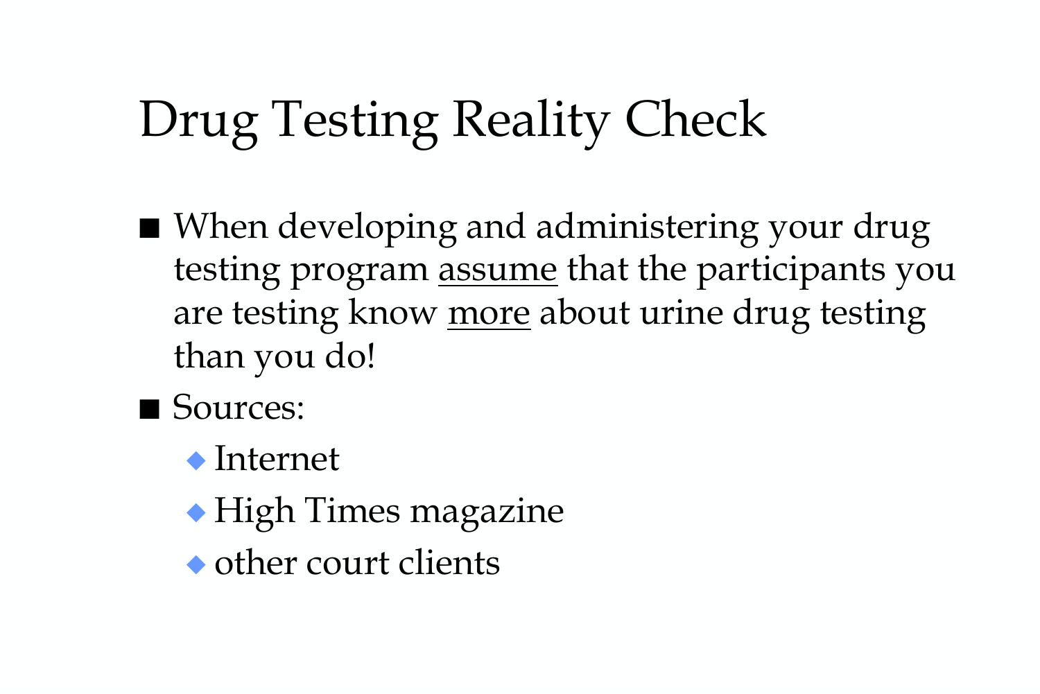# Drug Testing Reality Check

- When developing and administering your drug testing program <u>assume</u> that the participants you are testing know <u>more</u> about urine drug testing than you do!
- Sources:
  - Internet
  - High Times magazine
  - other court clients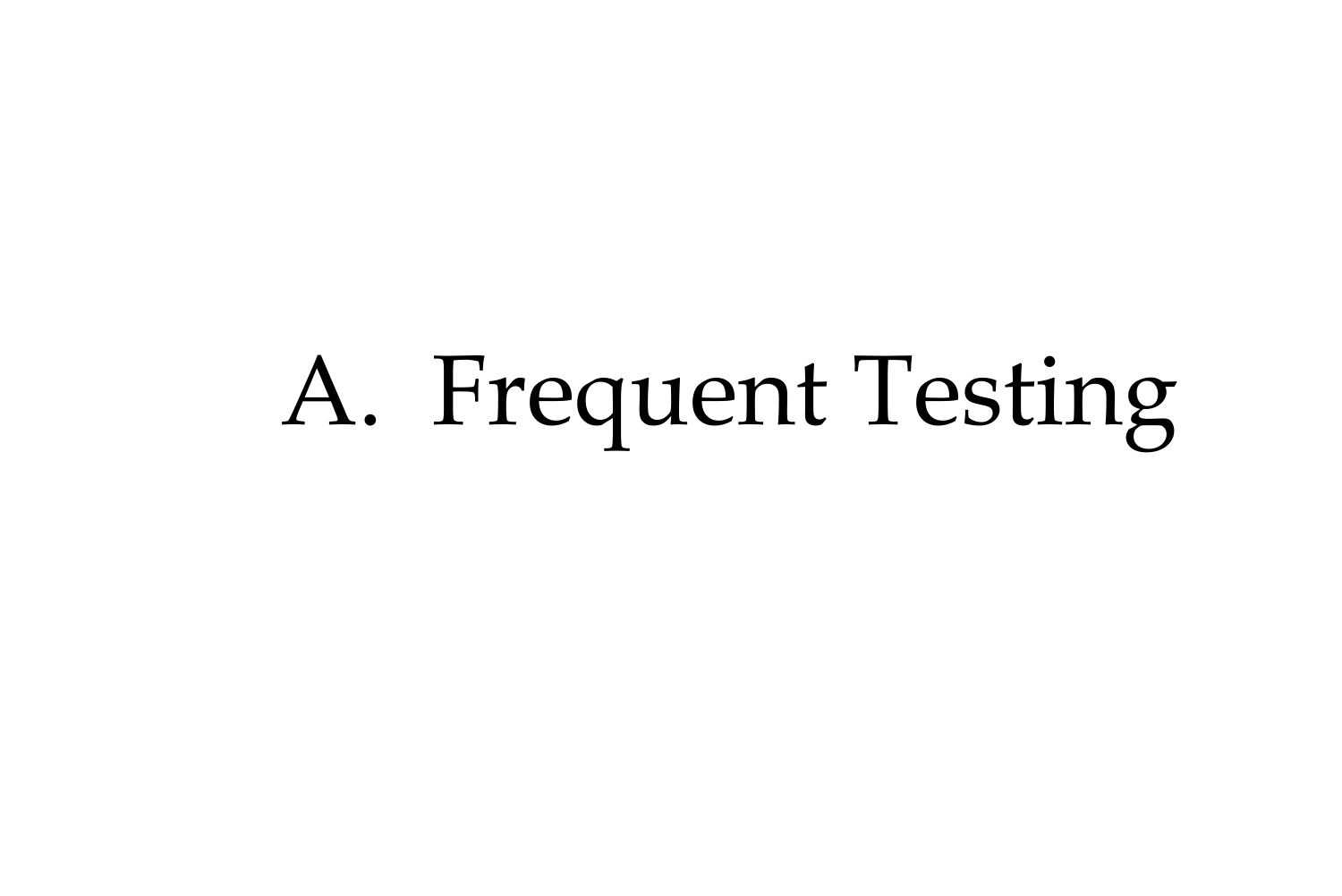# A. Frequent Testing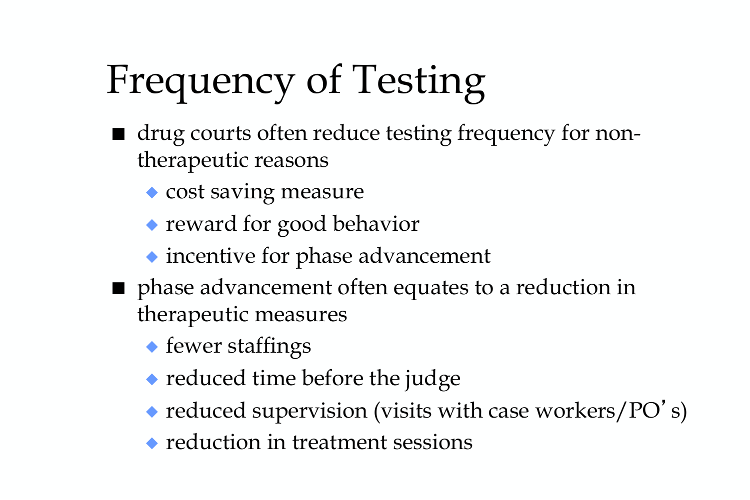# Frequency of Testing

- drug courts often reduce testing frequency for non-therapeutic reasons
  - cost saving measure
  - reward for good behavior
  - incentive for phase advancement
- phase advancement often equates to a reduction in therapeutic measures
  - fewer staffings
  - reduced time before the judge
  - reduced supervision (visits with case workers/PO's)
  - reduction in treatment sessions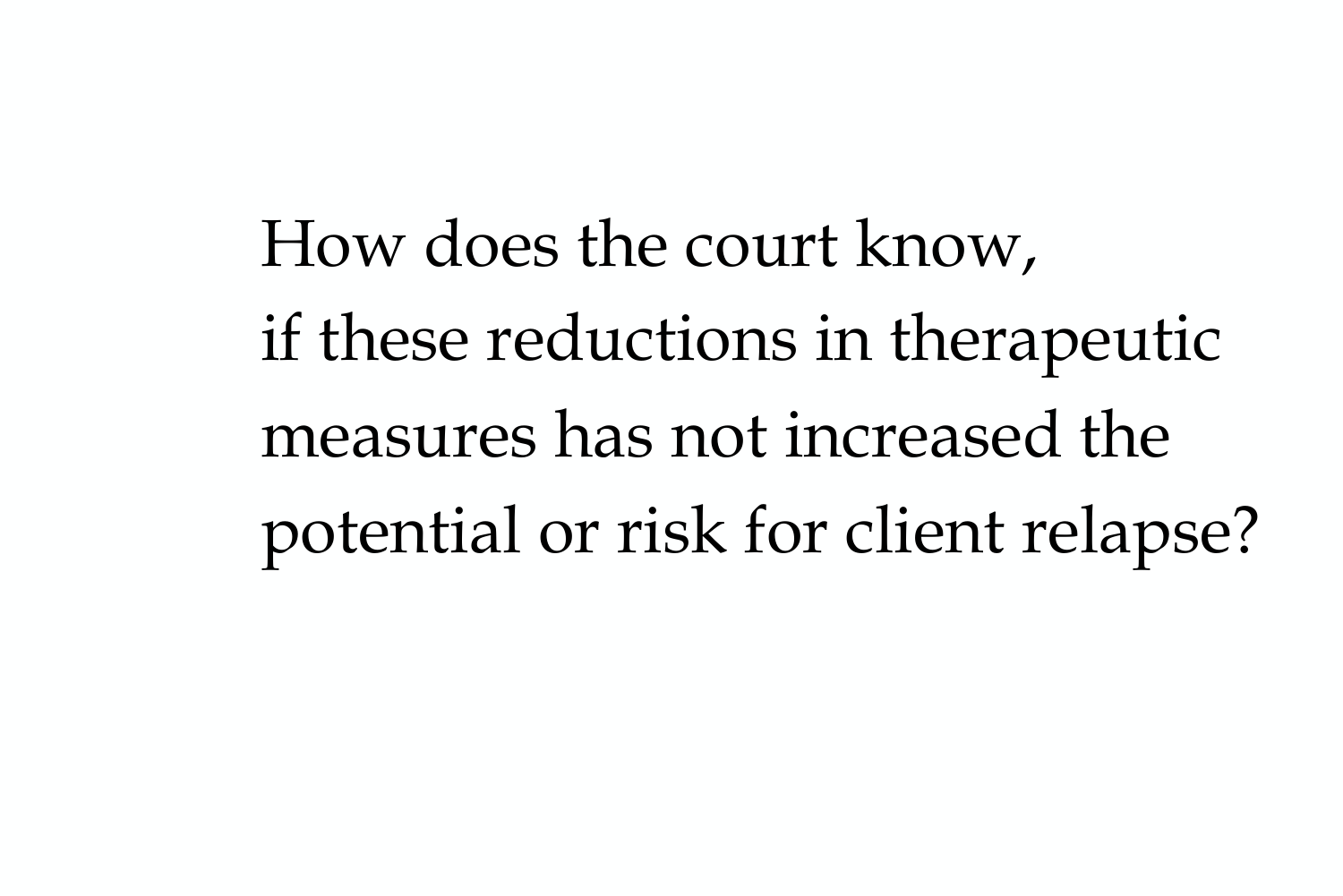How does the court know,
if these reductions in therapeutic measures has not increased the potential or risk for client relapse?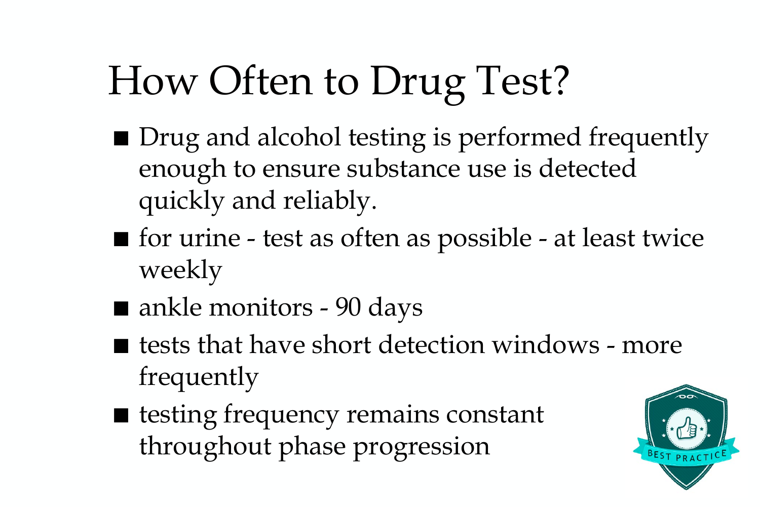# How Often to Drug Test?

- Drug and alcohol testing is performed frequently enough to ensure substance use is detected quickly and reliably.
- for urine - test as often as possible - at least twice weekly
- ankle monitors - 90 days
- tests that have short detection windows - more frequently
- testing frequency remains constant throughout phase progression

BEST PRACTICE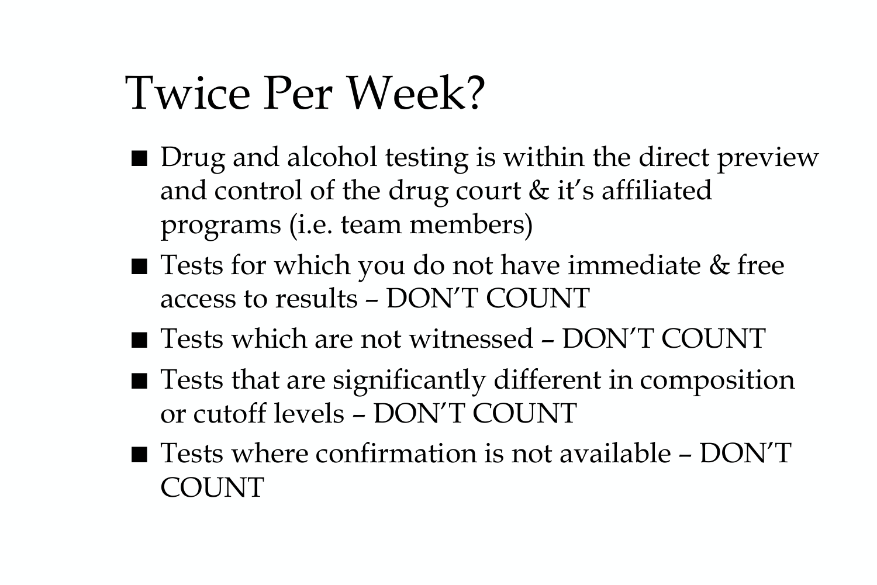# Twice Per Week?

- Drug and alcohol testing is within the direct preview and control of the drug court & it's affiliated programs (i.e. team members)
- Tests for which you do not have immediate & free access to results – DON'T COUNT
- Tests which are not witnessed – DON'T COUNT
- Tests that are significantly different in composition or cutoff levels – DON'T COUNT
- Tests where confirmation is not available – DON'T COUNT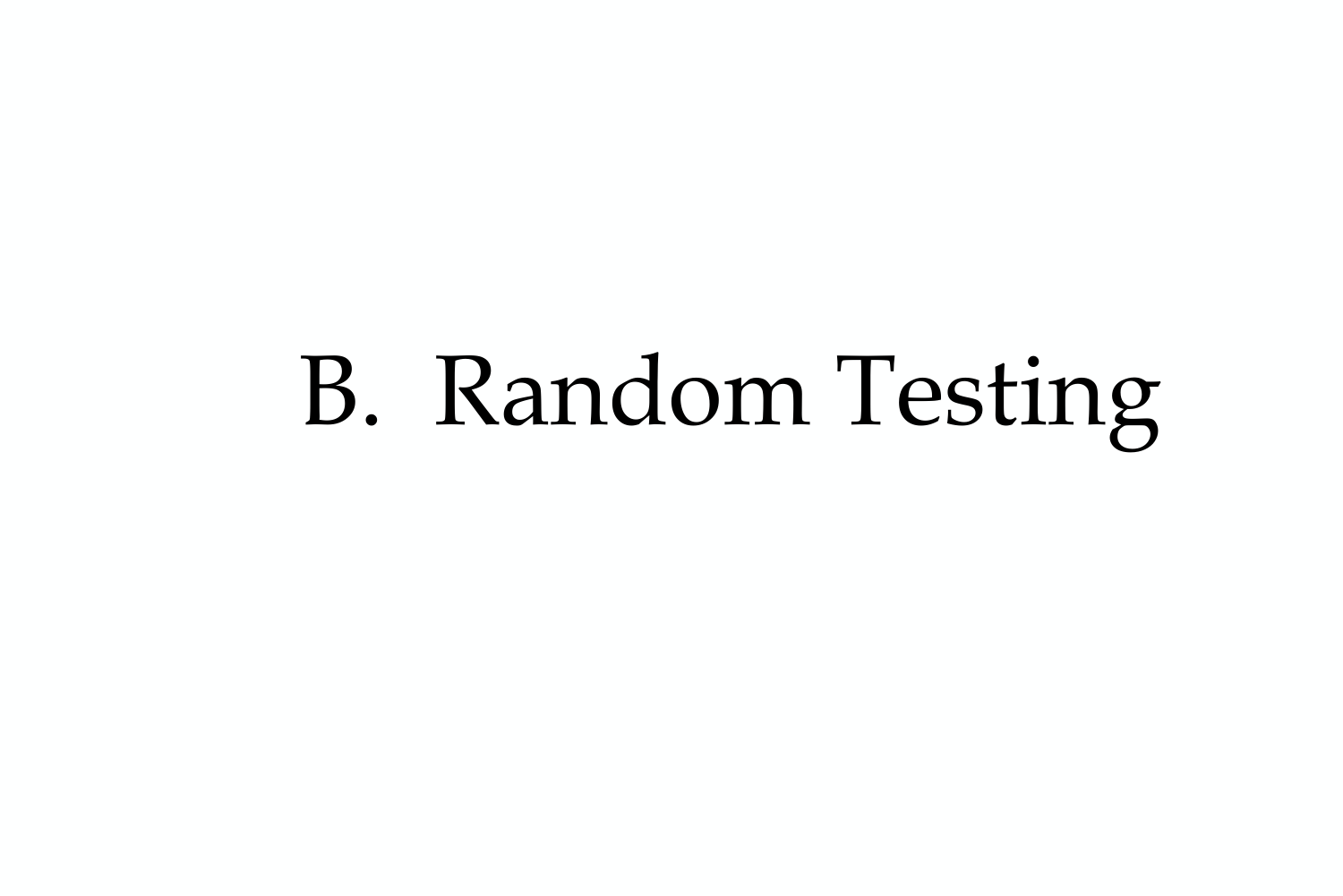# B. Random Testing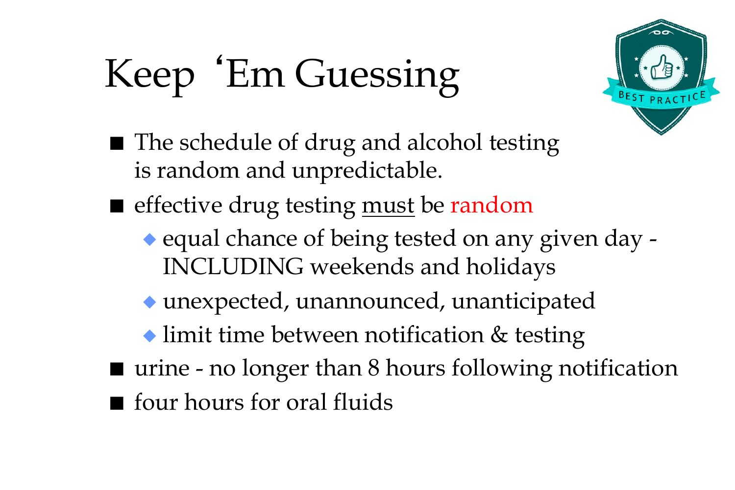# Keep 'Em Guessing

- The schedule of drug and alcohol testing is random and unpredictable.
- effective drug testing must be random
  - equal chance of being tested on any given day - INCLUDING weekends and holidays
  - unexpected, unannounced, unanticipated
  - limit time between notification & testing
- urine - no longer than 8 hours following notification
- four hours for oral fluids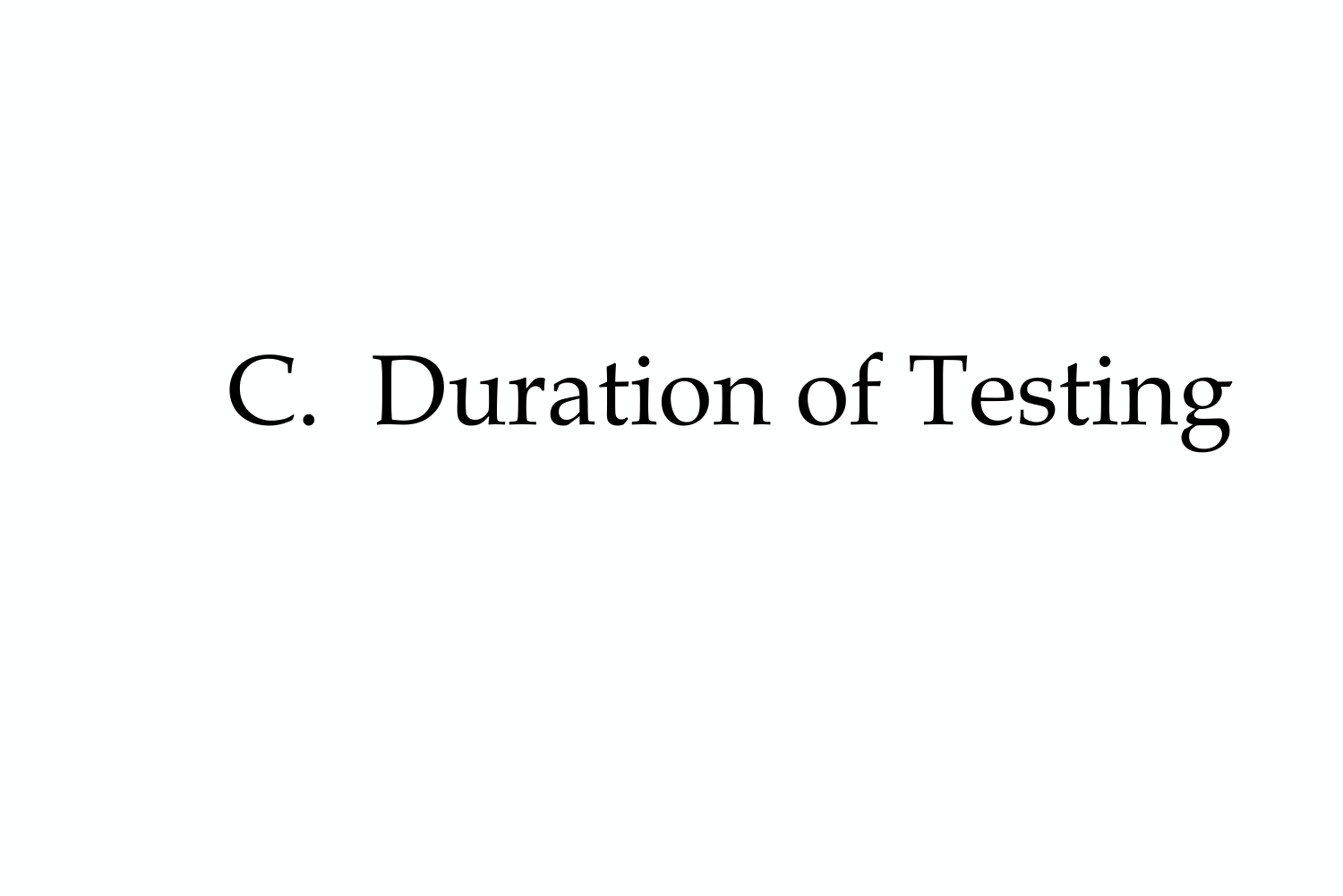# C. Duration of Testing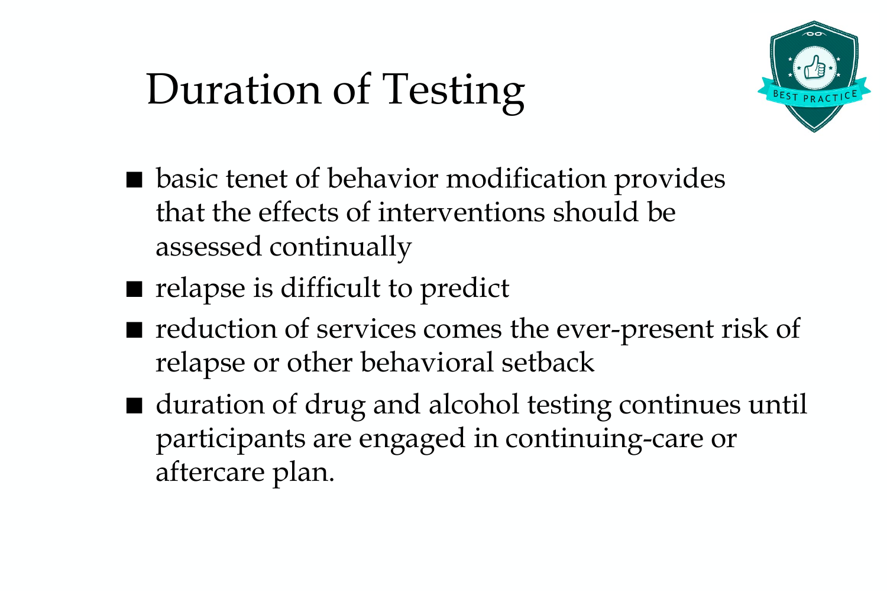# Duration of Testing

- basic tenet of behavior modification provides that the effects of interventions should be assessed continually
- relapse is difficult to predict
- reduction of services comes the ever-present risk of relapse or other behavioral setback
- duration of drug and alcohol testing continues until participants are engaged in continuing-care or aftercare plan.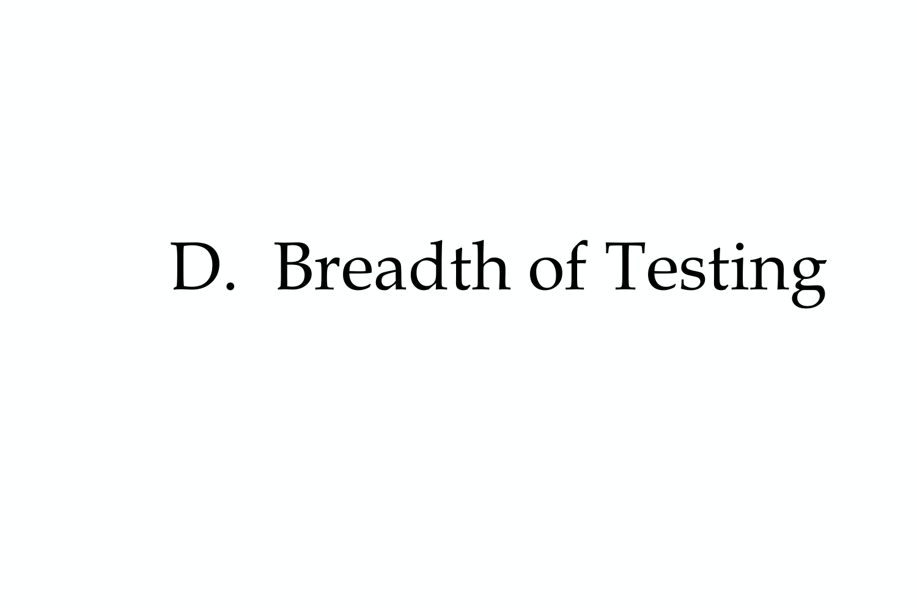# D. Breadth of Testing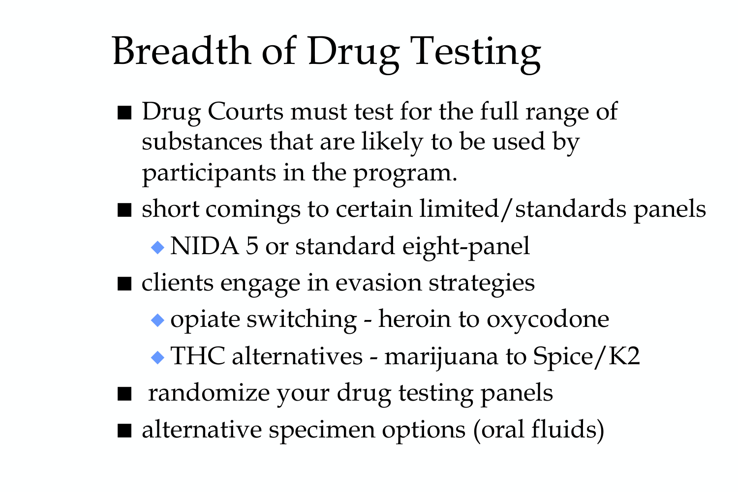# Breadth of Drug Testing

- Drug Courts must test for the full range of substances that are likely to be used by participants in the program.
- short comings to certain limited/standards panels
  - NIDA 5 or standard eight-panel
- clients engage in evasion strategies
  - opiate switching - heroin to oxycodone
  - THC alternatives - marijuana to Spice/K2
- randomize your drug testing panels
- alternative specimen options (oral fluids)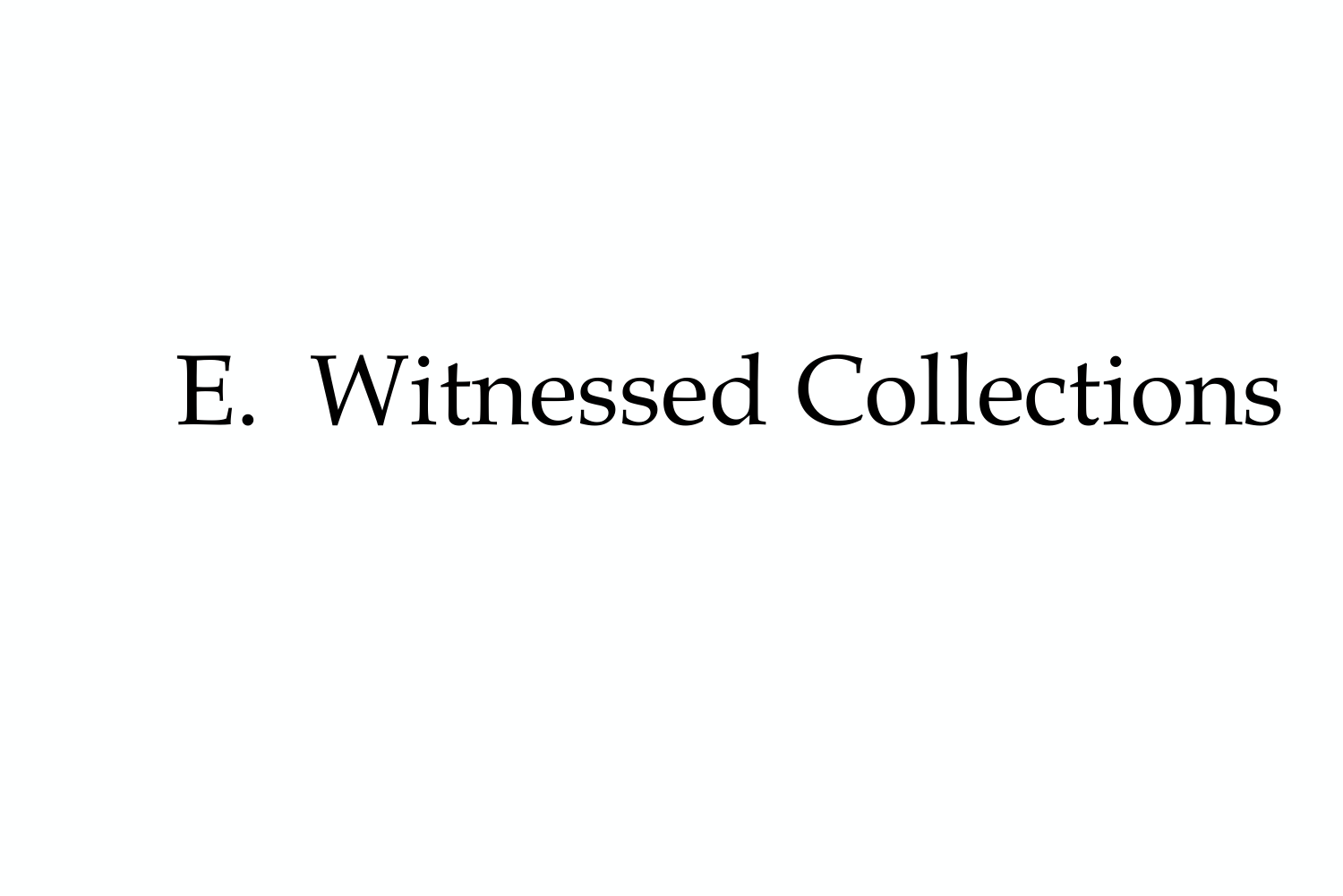# E. Witnessed Collections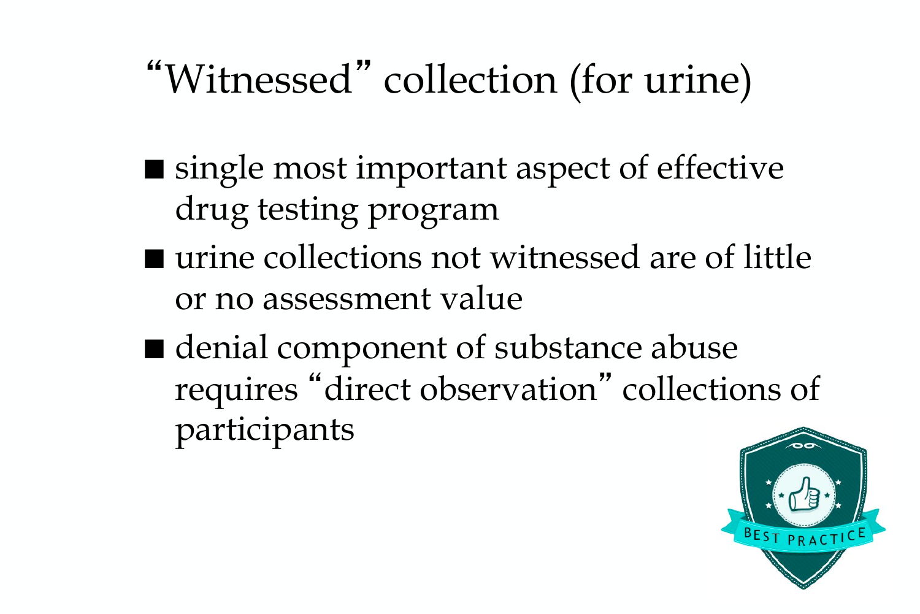# "Witnessed" collection (for urine)

- single most important aspect of effective drug testing program
- urine collections not witnessed are of little or no assessment value
- denial component of substance abuse requires "direct observation" collections of participants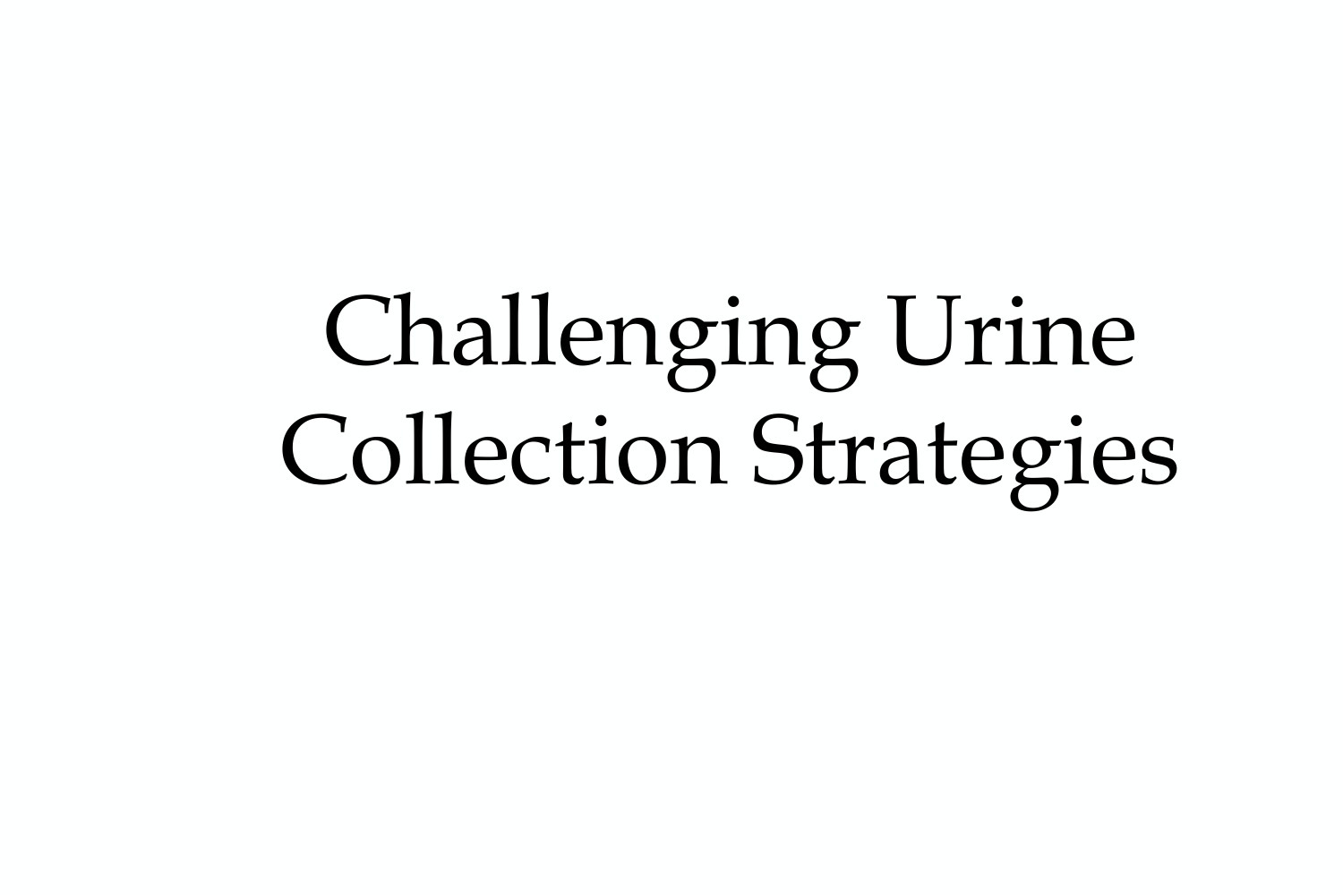# Challenging Urine Collection Strategies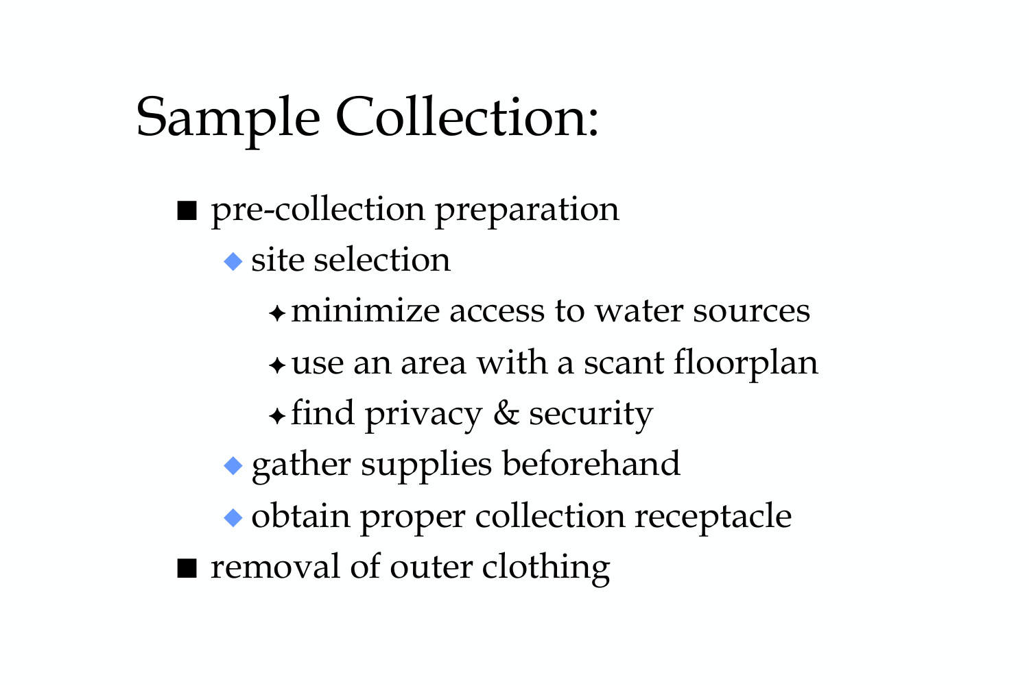# Sample Collection:

- pre-collection preparation
  - site selection
    - minimize access to water sources
    - use an area with a scant floorplan
    - find privacy & security
  - gather supplies beforehand
  - obtain proper collection receptacle
- removal of outer clothing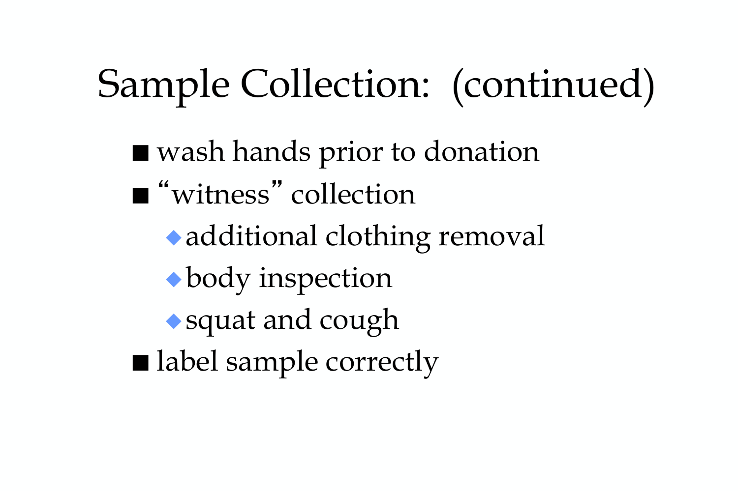# Sample Collection: (continued)

- wash hands prior to donation
- "witness" collection
  - additional clothing removal
  - body inspection
  - squat and cough
- label sample correctly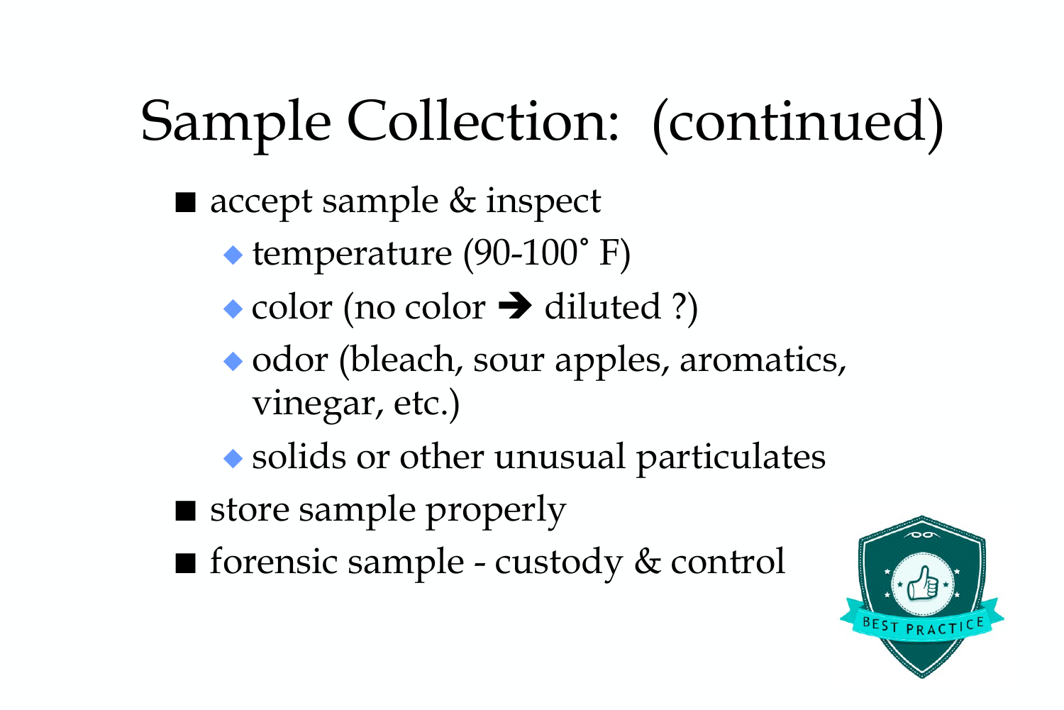# Sample Collection: (continued)

- accept sample & inspect
  - temperature (90-100˚ F)
  - color (no color ➔ diluted ?)
  - odor (bleach, sour apples, aromatics, vinegar, etc.)
  - solids or other unusual particulates
- store sample properly
- forensic sample - custody & control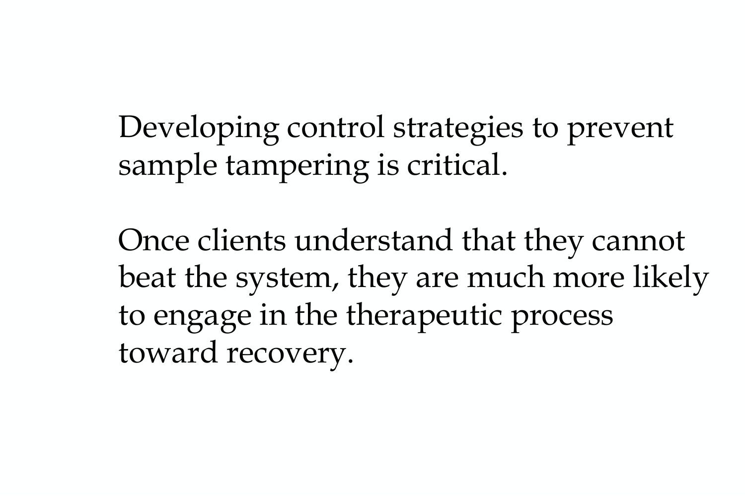Developing control strategies to prevent sample tampering is critical.

Once clients understand that they cannot beat the system, they are much more likely to engage in the therapeutic process toward recovery.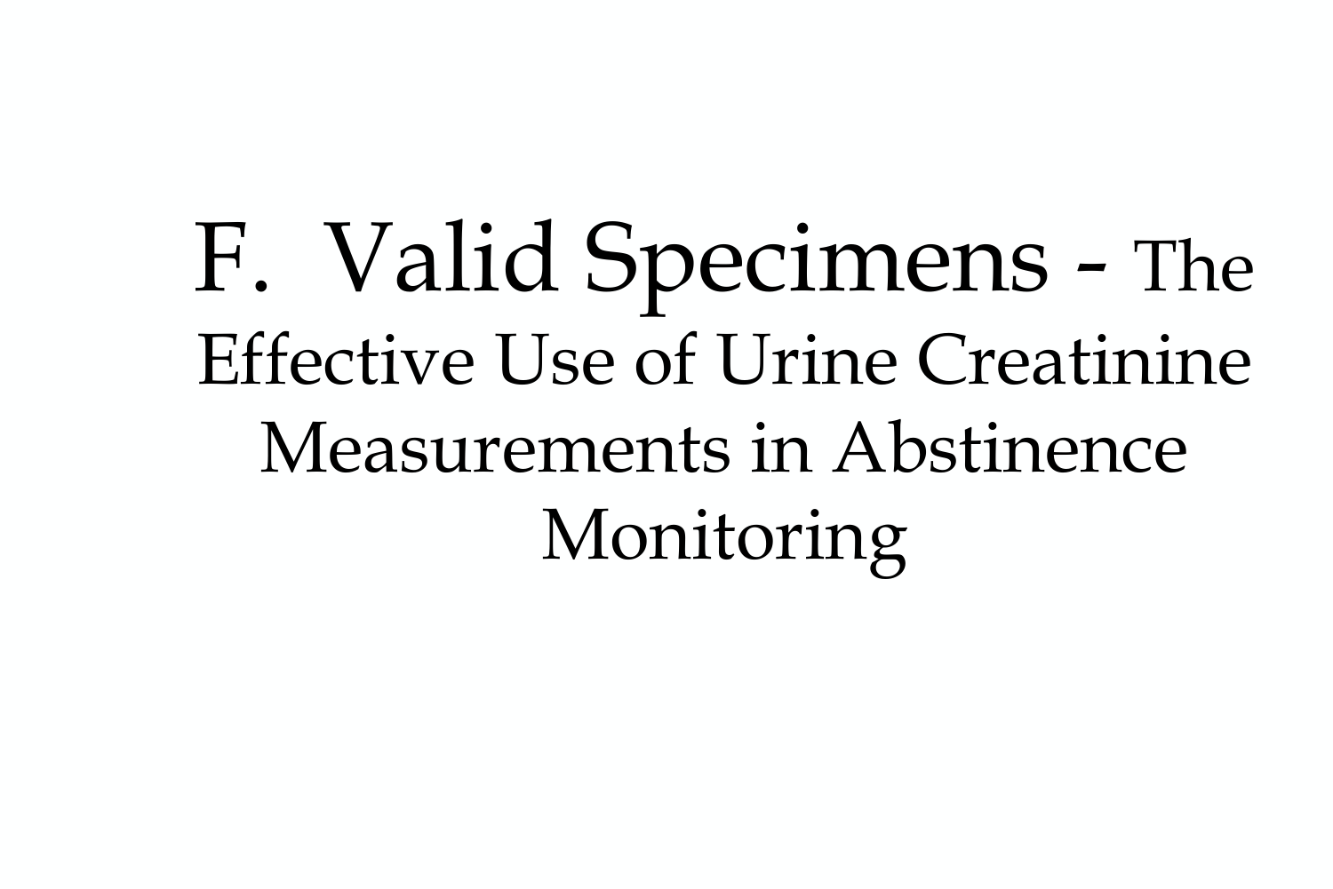# F. Valid Specimens - The Effective Use of Urine Creatinine Measurements in Abstinence Monitoring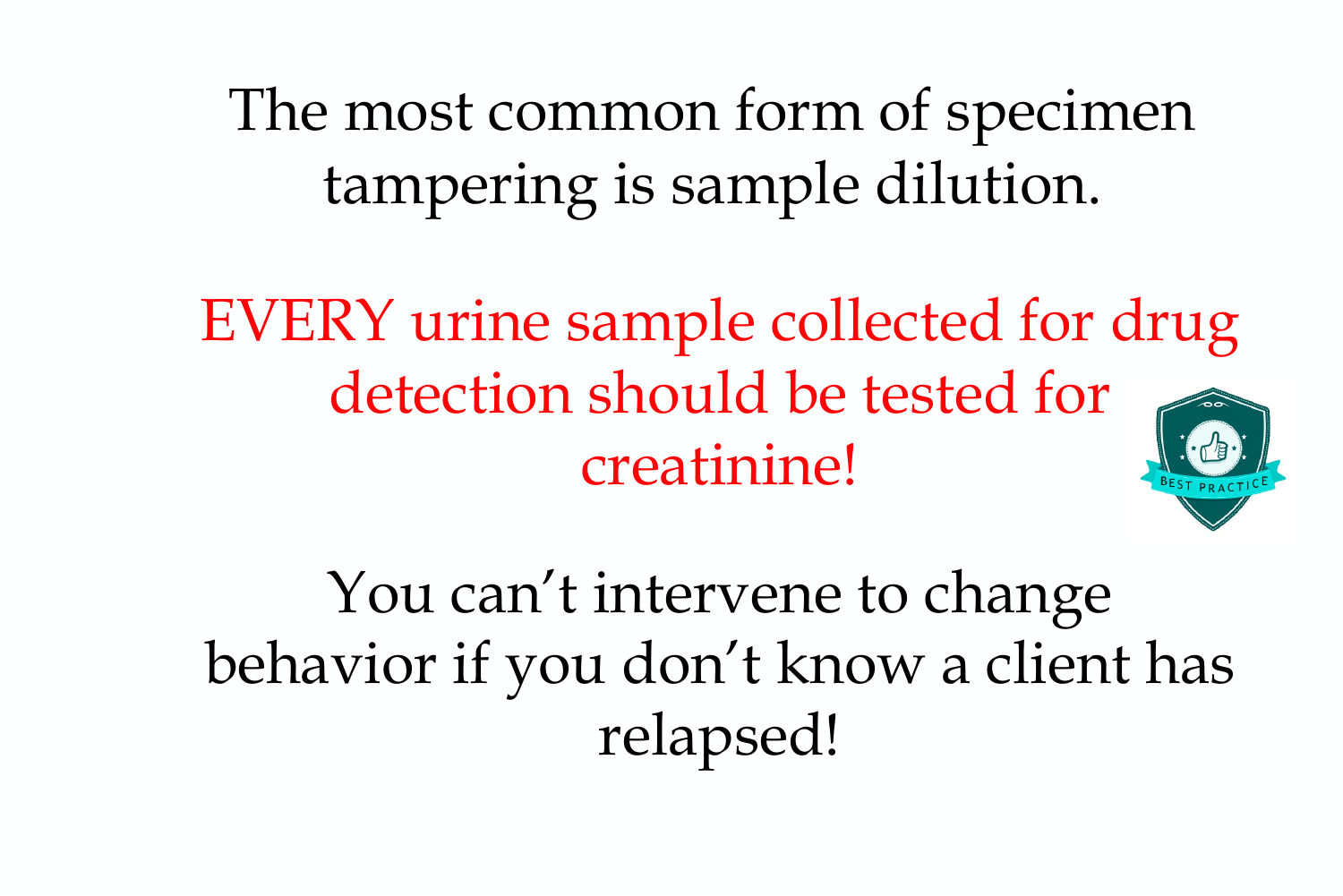The most common form of specimen tampering is sample dilution.

EVERY urine sample collected for drug detection should be tested for creatinine!

You can't intervene to change behavior if you don't know a client has relapsed!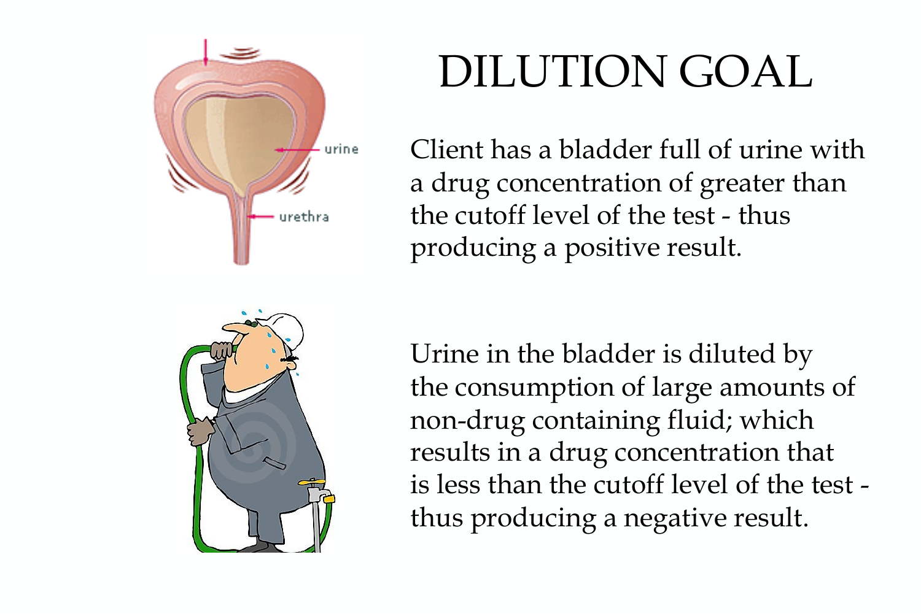# DILUTION GOAL

Client has a bladder full of urine with a drug concentration of greater than the cutoff level of the test - thus producing a positive result.

Urine in the bladder is diluted by the consumption of large amounts of non-drug containing fluid; which results in a drug concentration that is less than the cutoff level of the test - thus producing a negative result.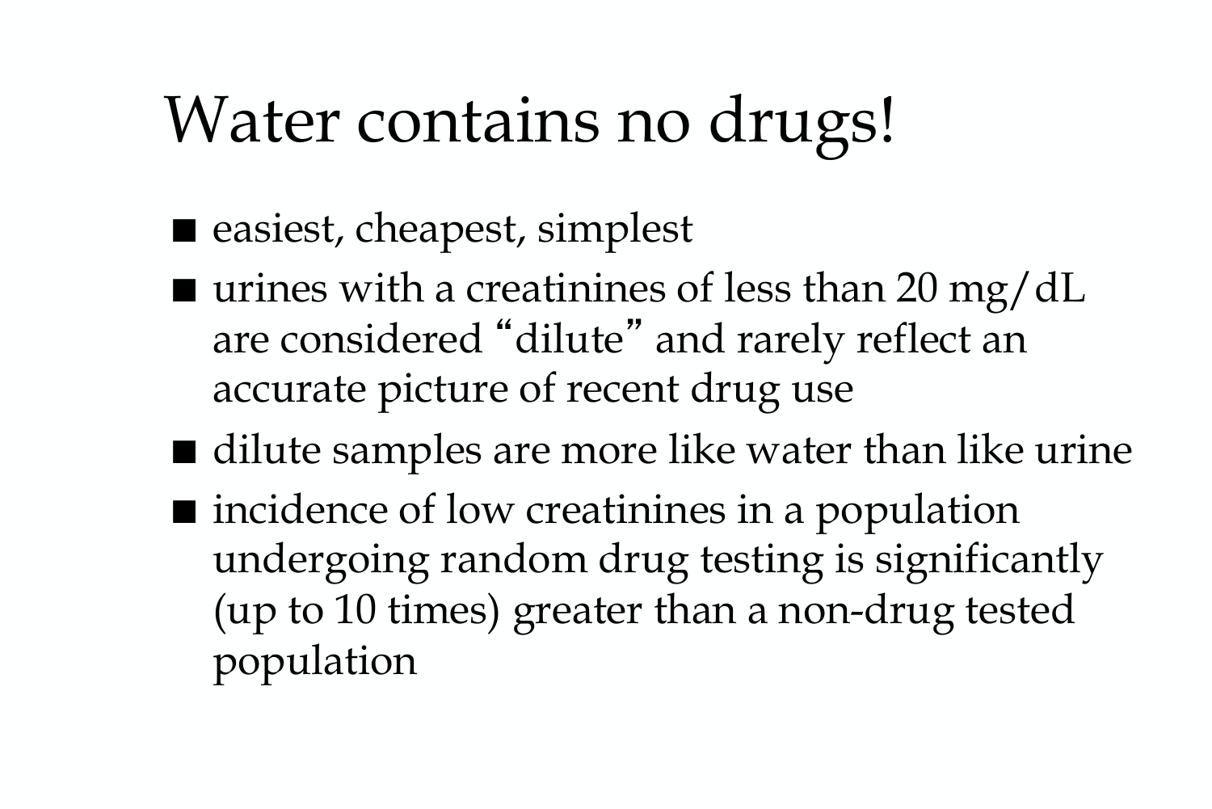# Water contains no drugs!

- easiest, cheapest, simplest
- urines with a creatinines of less than 20 mg/dL are considered “dilute” and rarely reflect an accurate picture of recent drug use
- dilute samples are more like water than like urine
- incidence of low creatinines in a population undergoing random drug testing is significantly (up to 10 times) greater than a non-drug tested population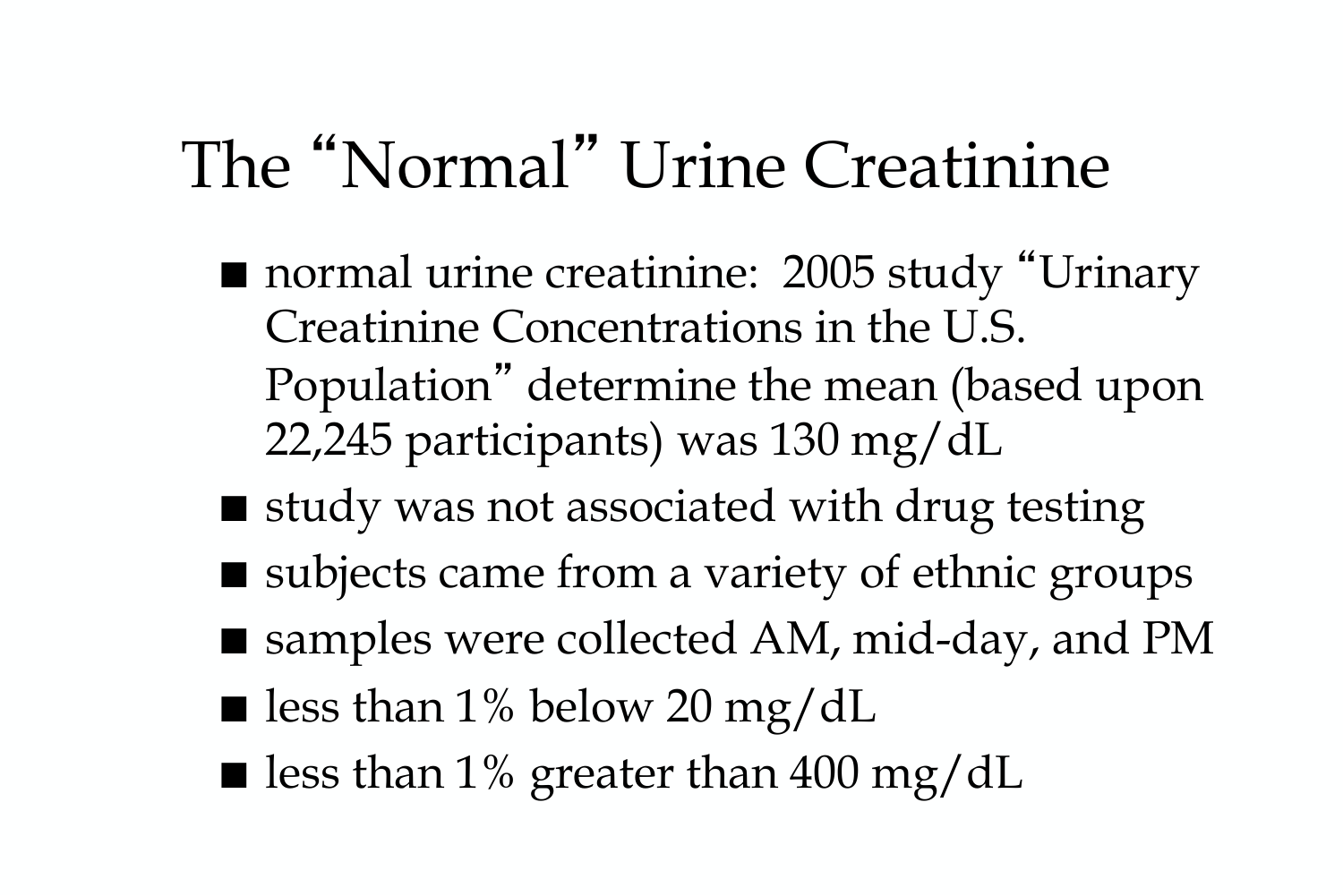# The "Normal" Urine Creatinine

- normal urine creatinine: 2005 study "Urinary Creatinine Concentrations in the U.S. Population" determine the mean (based upon 22,245 participants) was 130 mg/dL
- study was not associated with drug testing
- subjects came from a variety of ethnic groups
- samples were collected AM, mid-day, and PM
- less than 1% below 20 mg/dL
- less than 1% greater than 400 mg/dL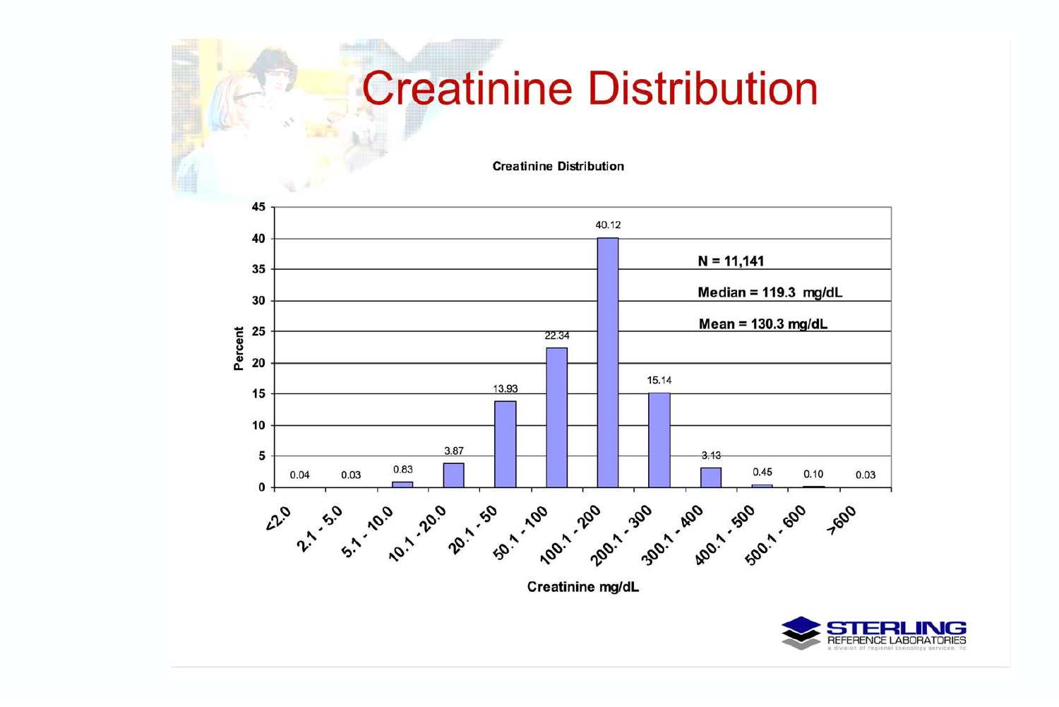# Creatinine Distribution

**Creatinine Distribution**

| Creatinine mg/dL | Percent |
|---|---|
| <2.0 | 0.04 |
| 2.1 - 5.0 | 0.03 |
| 5.1 - 10.0 | 0.83 |
| 10.1 - 20.0 | 3.87 |
| 20.1 - 50 | 13.93 |
| 50.1 - 100 | 22.34 |
| 100.1 - 200 | 40.12 |
| 200.1 - 300 | 15.14 |
| 300.1 - 400 | 3.13 |
| 400.1 - 500 | 0.45 |
| 500.1 - 600 | 0.10 |
| >600 | 0.03 |

**N = 11,141**

**Median = 119.3 mg/dL**

**Mean = 130.3 mg/dL**

STERLING REFERENCE LABORATORIES
a division of regional toxicology services, llc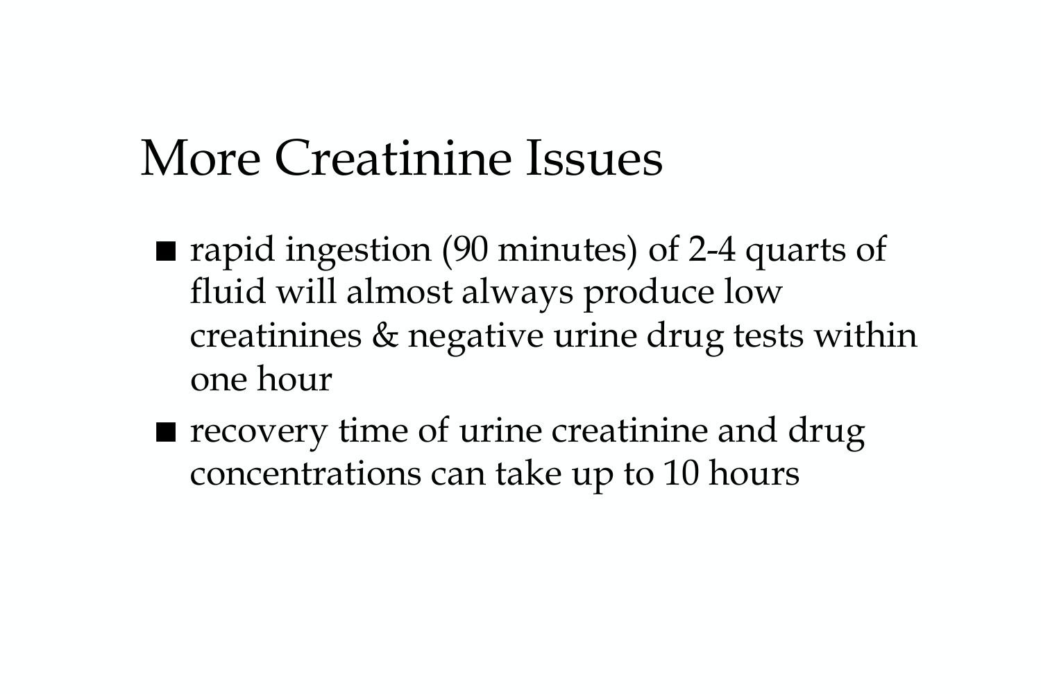# More Creatinine Issues

- rapid ingestion (90 minutes) of 2-4 quarts of fluid will almost always produce low creatinines & negative urine drug tests within one hour
- recovery time of urine creatinine and drug concentrations can take up to 10 hours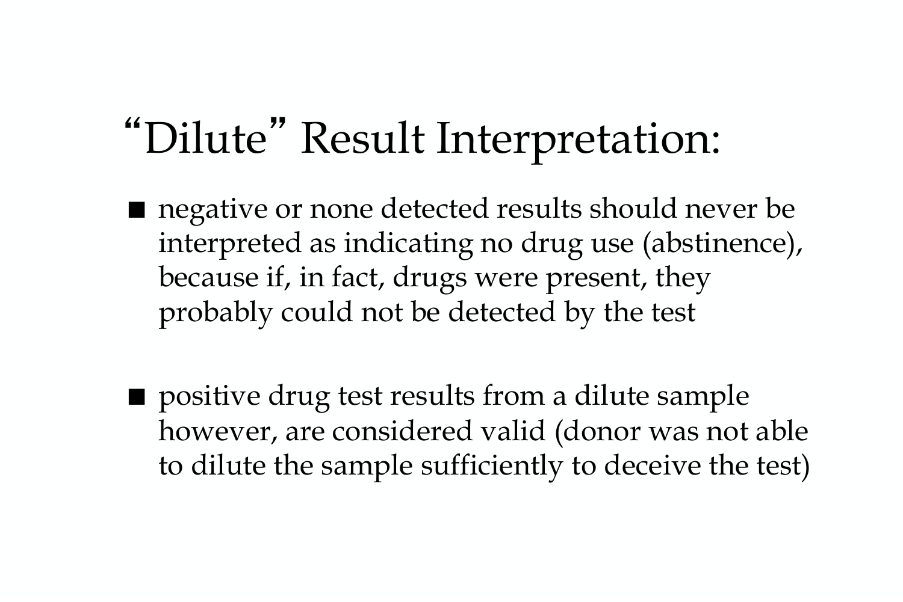# “Dilute” Result Interpretation:

- negative or none detected results should never be interpreted as indicating no drug use (abstinence), because if, in fact, drugs were present, they probably could not be detected by the test

- positive drug test results from a dilute sample however, are considered valid (donor was not able to dilute the sample sufficiently to deceive the test)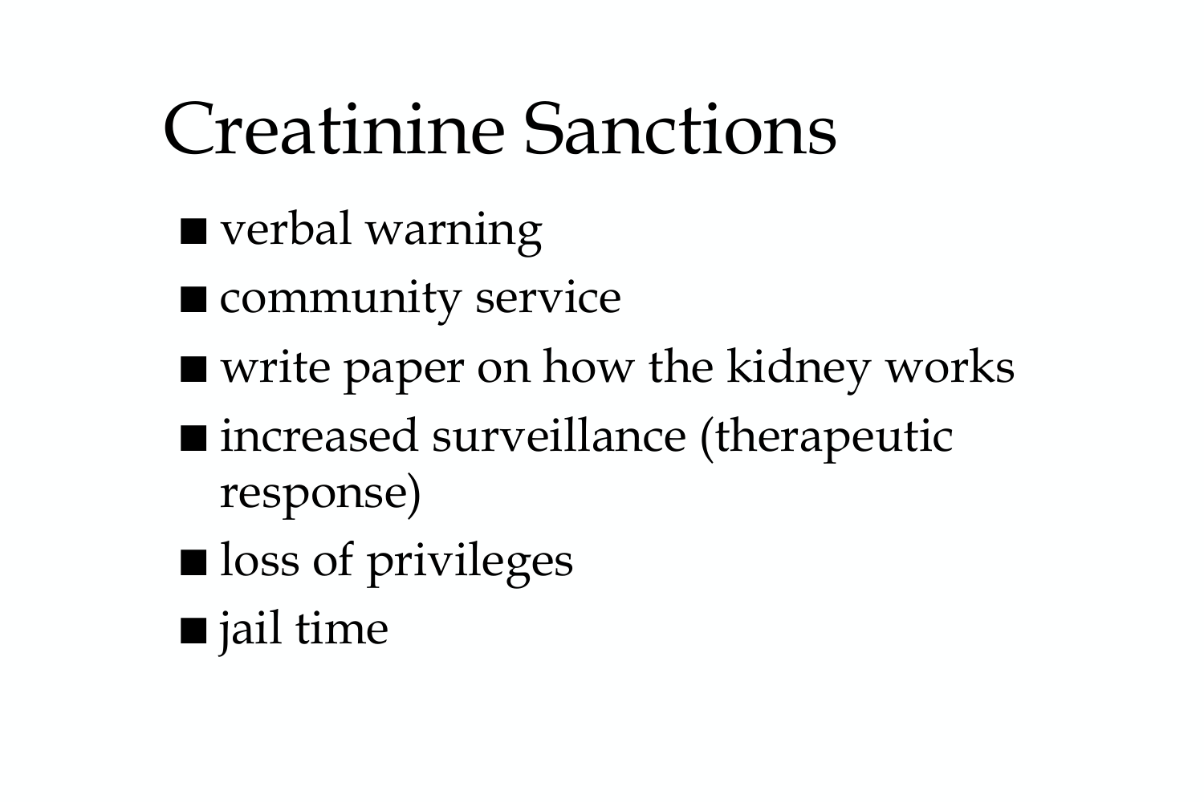# Creatinine Sanctions

- verbal warning
- community service
- write paper on how the kidney works
- increased surveillance (therapeutic response)
- loss of privileges
- jail time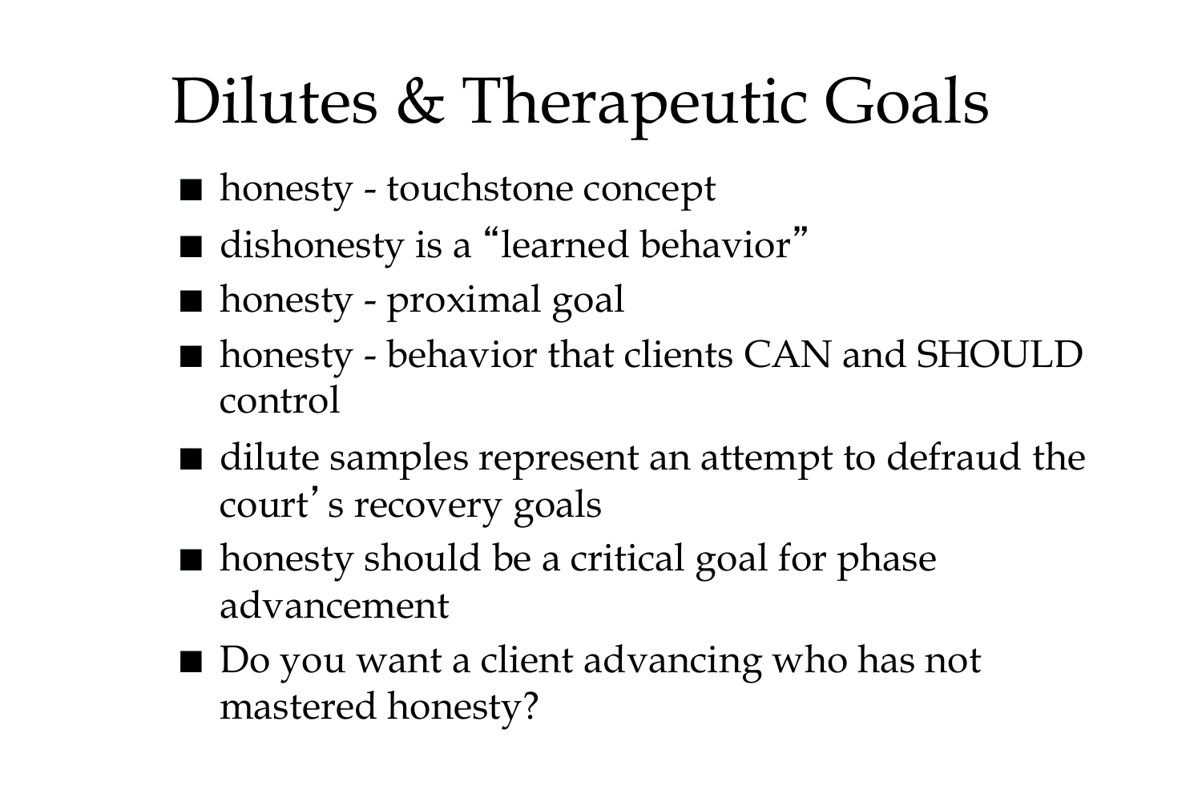# Dilutes & Therapeutic Goals

- honesty - touchstone concept
- dishonesty is a "learned behavior"
- honesty - proximal goal
- honesty - behavior that clients CAN and SHOULD control
- dilute samples represent an attempt to defraud the court's recovery goals
- honesty should be a critical goal for phase advancement
- Do you want a client advancing who has not mastered honesty?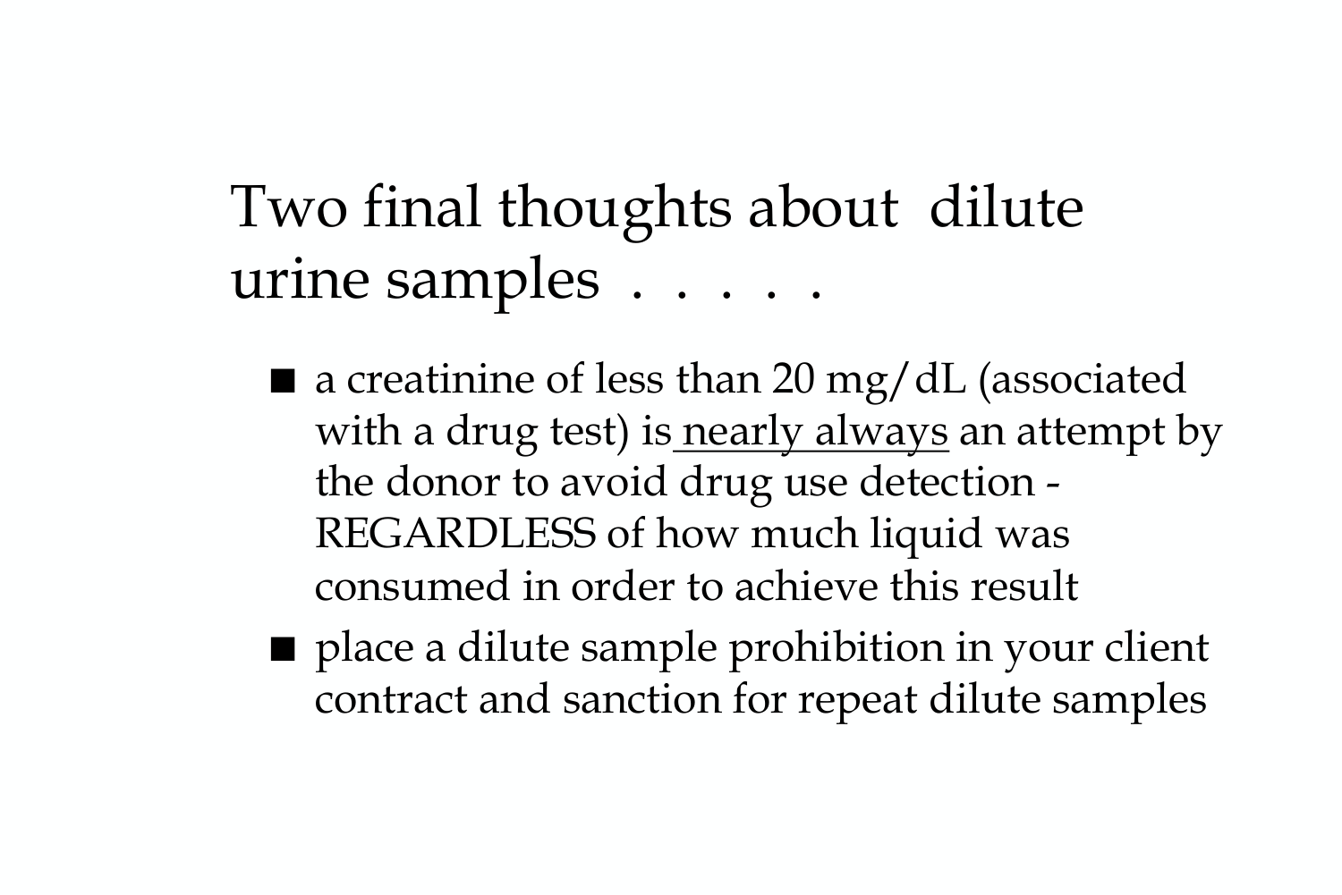# Two final thoughts about dilute urine samples . . . . .

- a creatinine of less than 20 mg/dL (associated with a drug test) is <u>nearly always</u> an attempt by the donor to avoid drug use detection - REGARDLESS of how much liquid was consumed in order to achieve this result
- place a dilute sample prohibition in your client contract and sanction for repeat dilute samples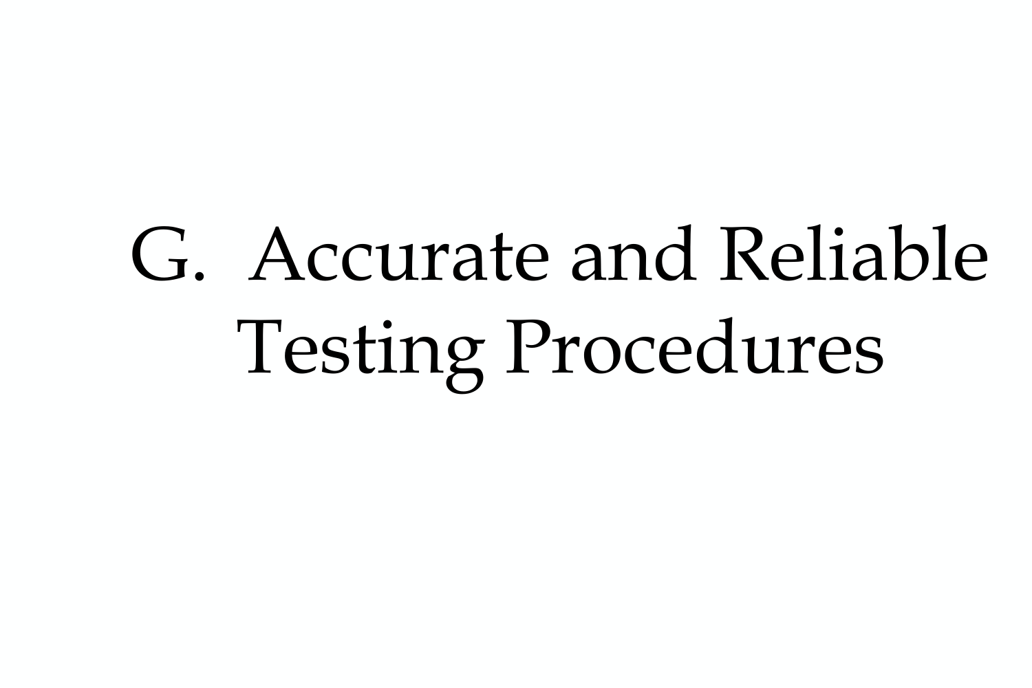# G. Accurate and Reliable Testing Procedures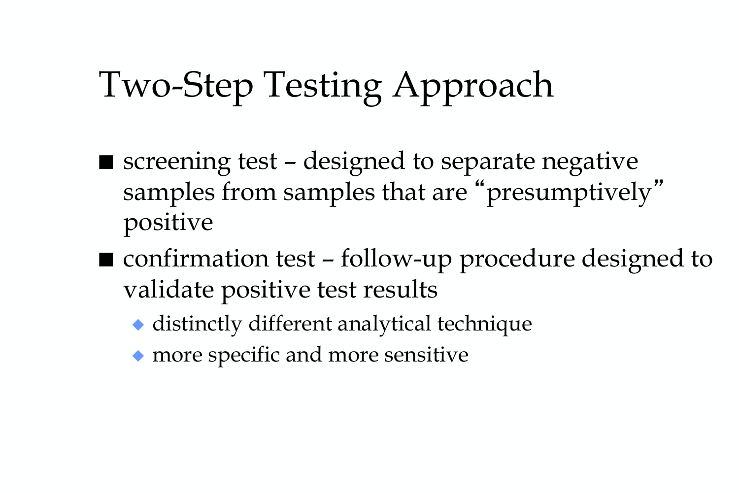# Two-Step Testing Approach

- screening test – designed to separate negative samples from samples that are "presumptively" positive
- confirmation test – follow-up procedure designed to validate positive test results
  - distinctly different analytical technique
  - more specific and more sensitive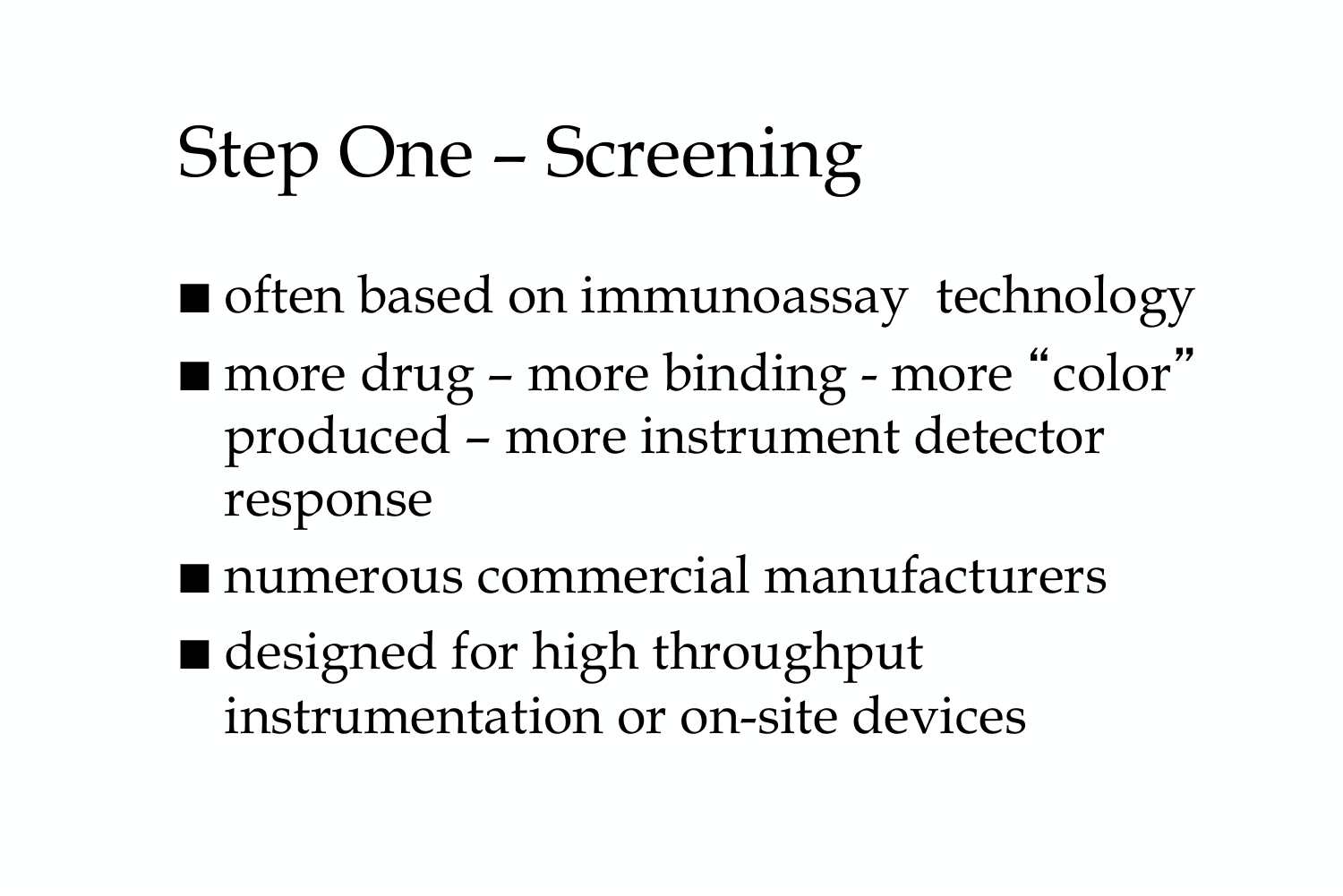# Step One – Screening

- often based on immunoassay technology
- more drug – more binding - more "color" produced – more instrument detector response
- numerous commercial manufacturers
- designed for high throughput instrumentation or on-site devices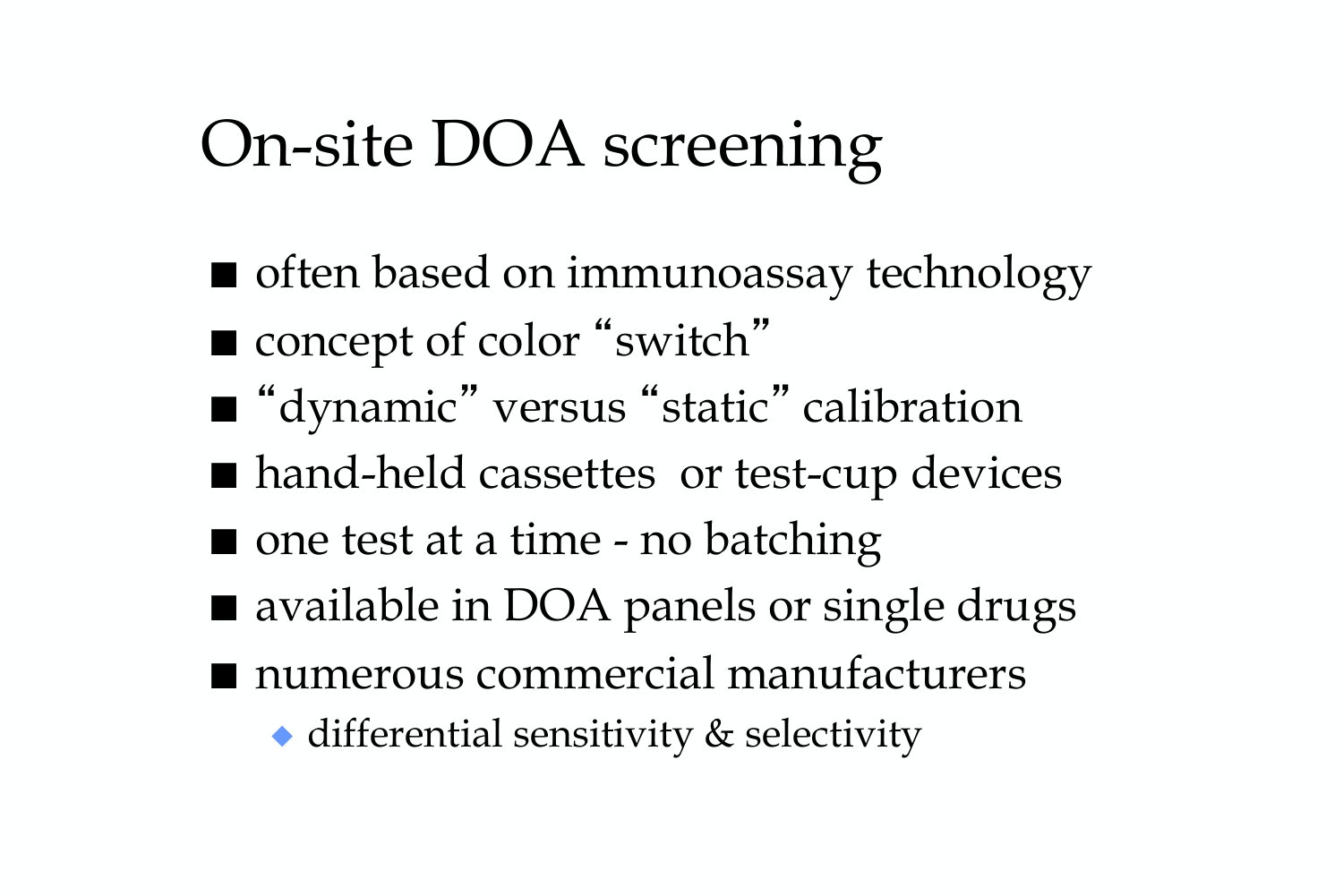# On-site DOA screening

- often based on immunoassay technology
- concept of color "switch"
- "dynamic" versus "static" calibration
- hand-held cassettes  or test-cup devices
- one test at a time - no batching
- available in DOA panels or single drugs
- numerous commercial manufacturers
  - differential sensitivity & selectivity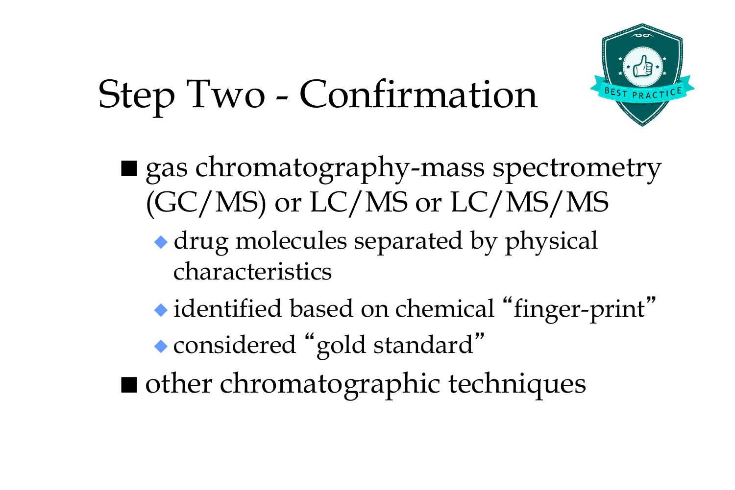# Step Two - Confirmation

- gas chromatography-mass spectrometry (GC/MS) or LC/MS or LC/MS/MS
  - drug molecules separated by physical characteristics
  - identified based on chemical "finger-print"
  - considered "gold standard"
- other chromatographic techniques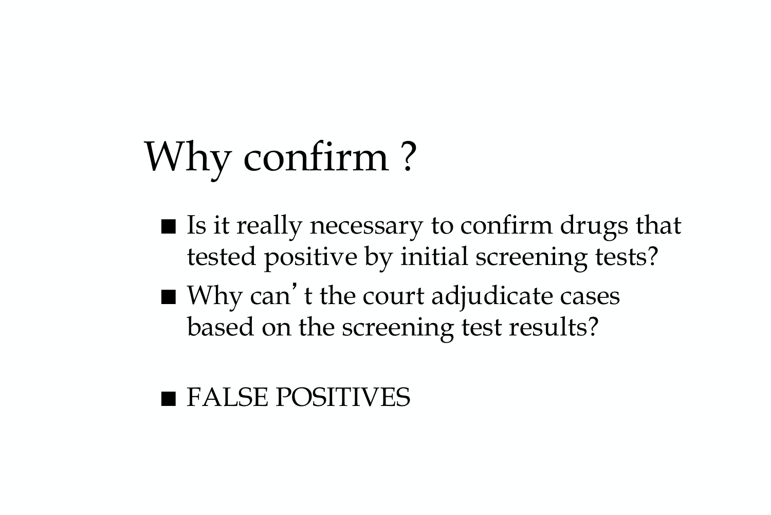# Why confirm ?

- Is it really necessary to confirm drugs that tested positive by initial screening tests?
- Why can't the court adjudicate cases based on the screening test results?

- FALSE POSITIVES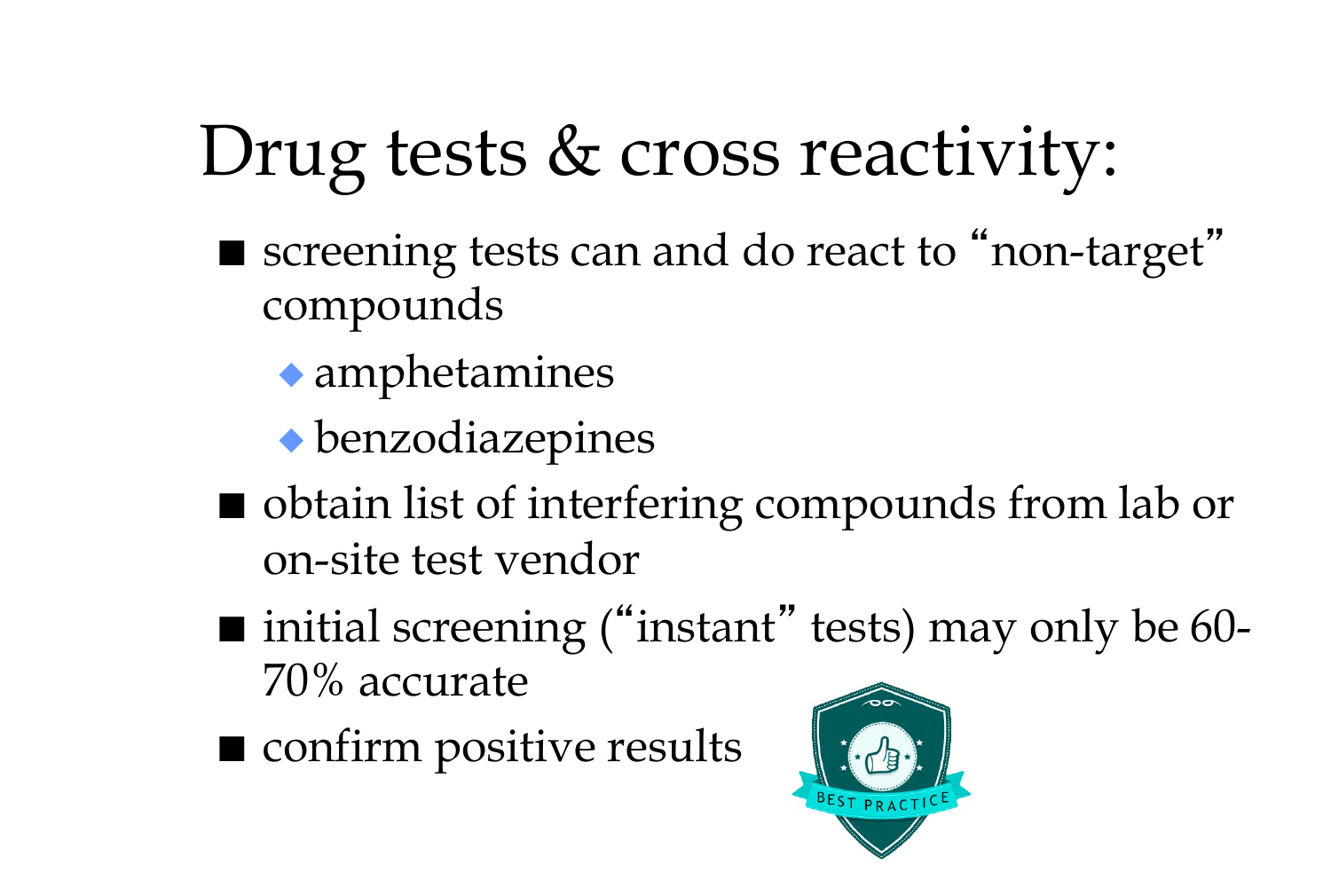# Drug tests & cross reactivity:

- screening tests can and do react to "non-target" compounds
  - amphetamines
  - benzodiazepines
- obtain list of interfering compounds from lab or on-site test vendor
- initial screening ("instant" tests) may only be 60-70% accurate
- confirm positive results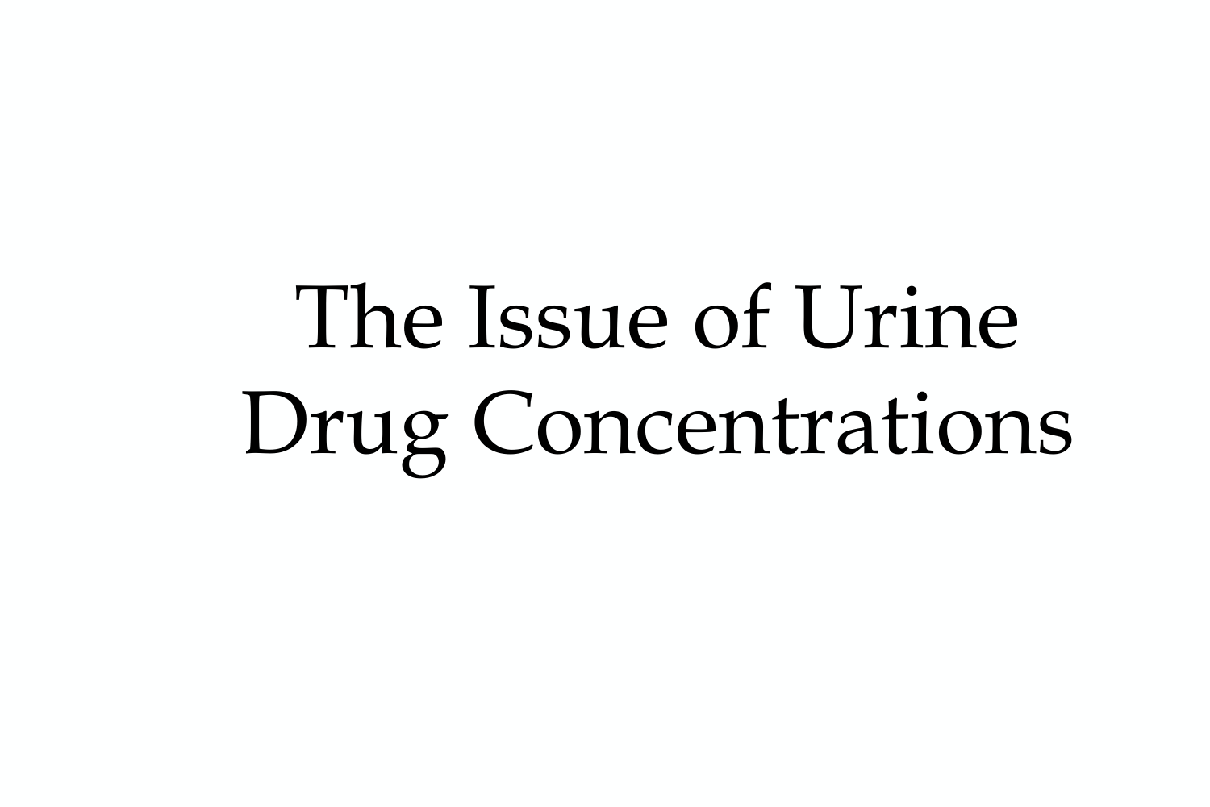# The Issue of Urine Drug Concentrations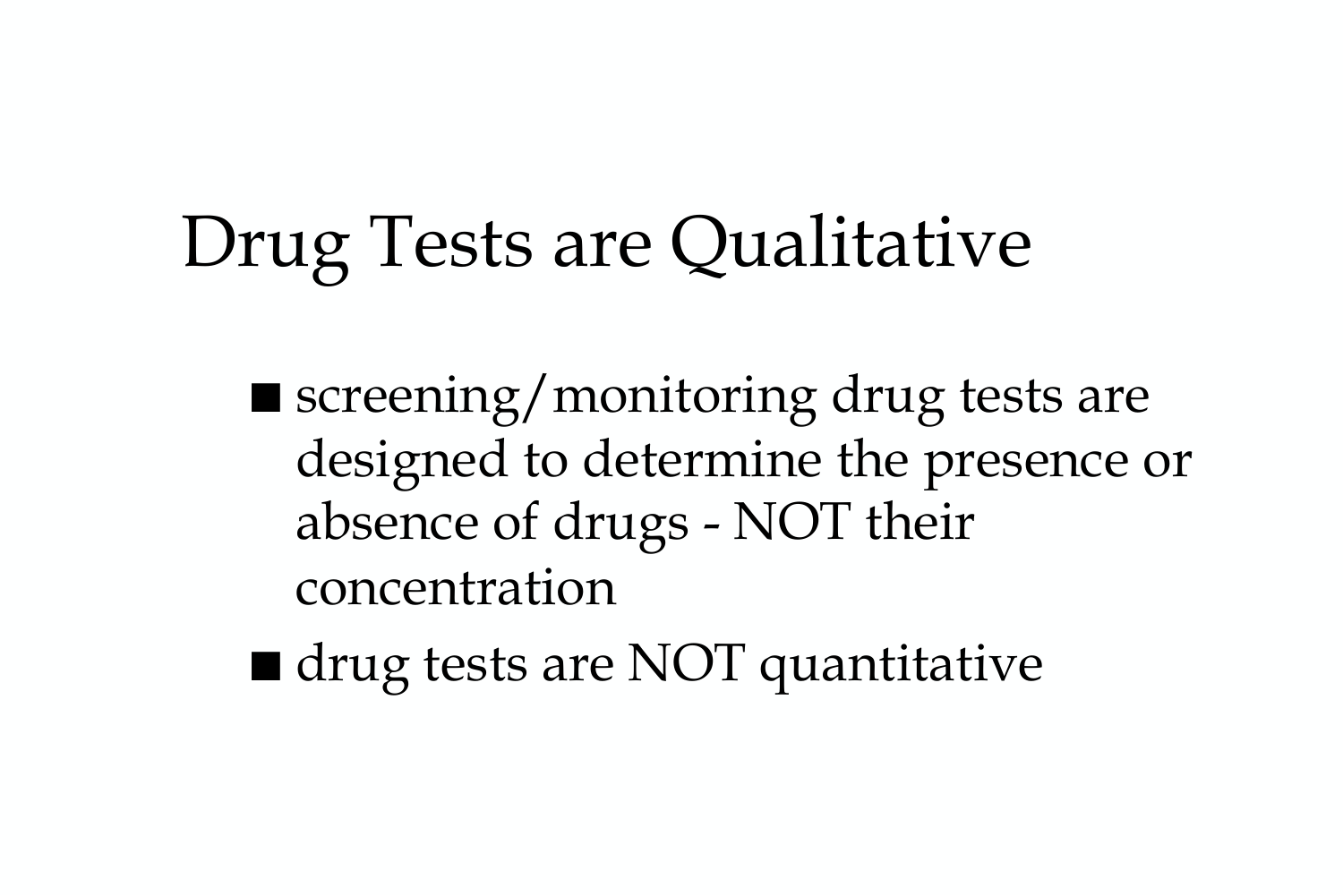# Drug Tests are Qualitative

- screening/monitoring drug tests are designed to determine the presence or absence of drugs - NOT their concentration
- drug tests are NOT quantitative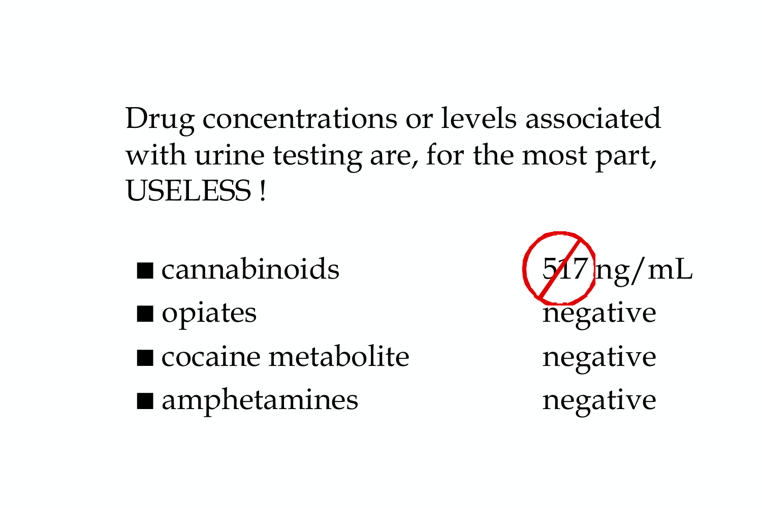Drug concentrations or levels associated with urine testing are, for the most part, USELESS !

| | |
|---|---|
| cannabinoids | 517 ng/mL |
| opiates | negative |
| cocaine metabolite | negative |
| amphetamines | negative |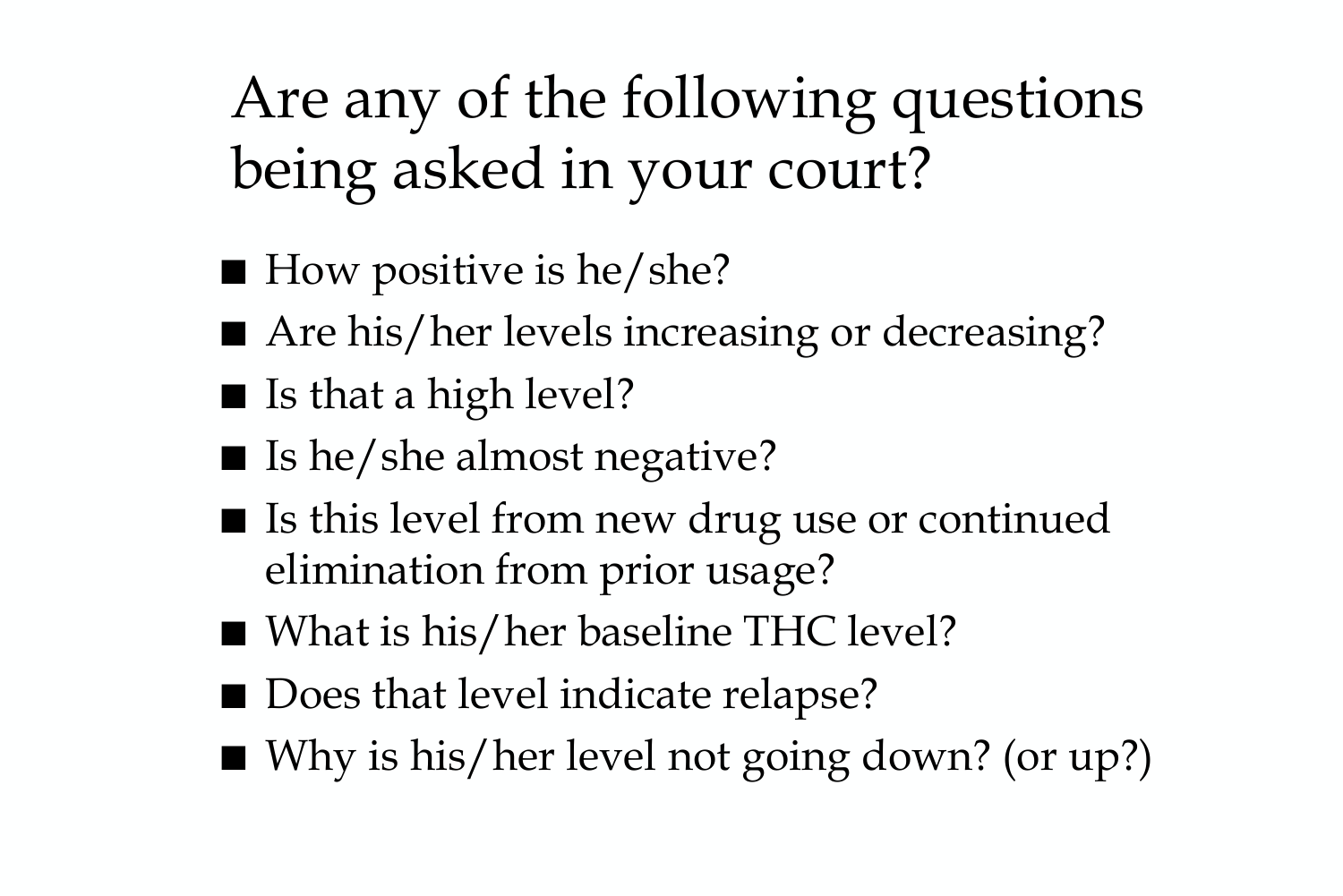# Are any of the following questions being asked in your court?

- How positive is he/she?
- Are his/her levels increasing or decreasing?
- Is that a high level?
- Is he/she almost negative?
- Is this level from new drug use or continued elimination from prior usage?
- What is his/her baseline THC level?
- Does that level indicate relapse?
- Why is his/her level not going down? (or up?)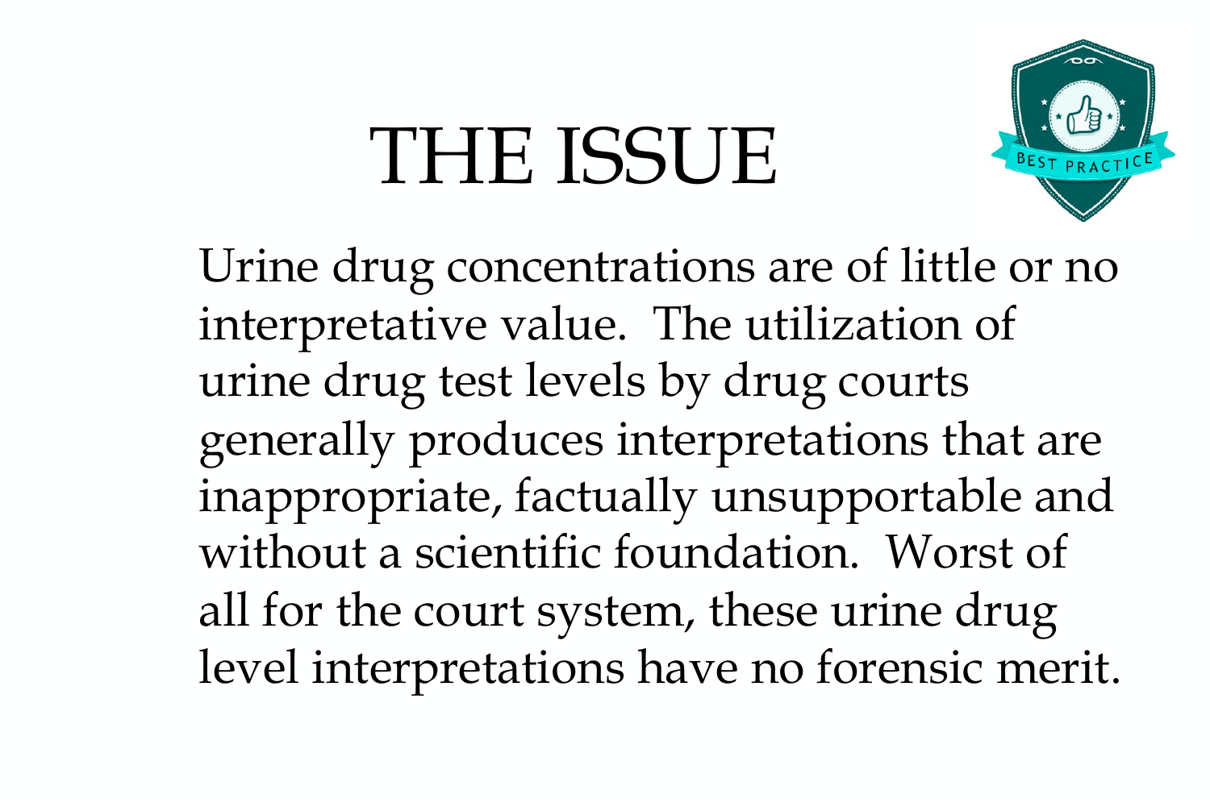# THE ISSUE

Urine drug concentrations are of little or no interpretative value. The utilization of urine drug test levels by drug courts generally produces interpretations that are inappropriate, factually unsupportable and without a scientific foundation. Worst of all for the court system, these urine drug level interpretations have no forensic merit.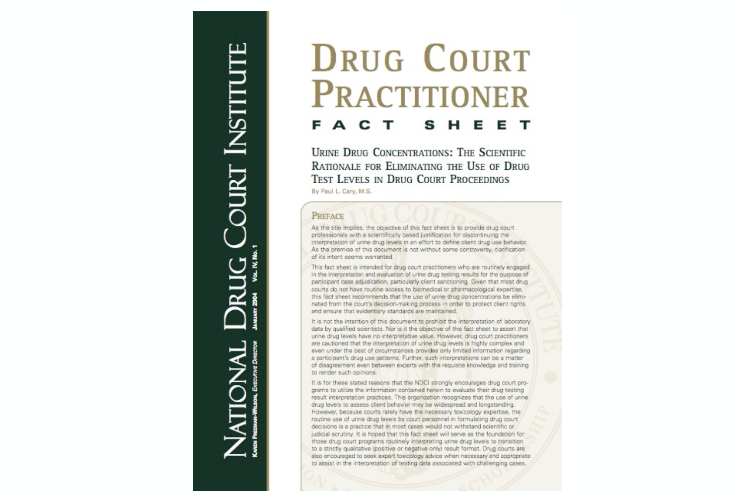# National Drug Court Institute

Karen Freeman-Wilson, Executive Director — January 2004 — Vol. IV, No. 1

# Drug Court Practitioner

## Fact Sheet

## Urine Drug Concentrations: The Scientific Rationale for Eliminating the Use of Drug Test Levels in Drug Court Proceedings

By Paul L. Cary, M.S.

### Preface

As the title implies, the objective of this fact sheet is to provide drug court professionals with a scientifically based justification for discontinuing the interpretation of urine drug levels in an effort to define client drug use behavior. As the premise of this document is not without some controversy, clarification of its intent seems warranted.

This fact sheet is intended for drug court practitioners who are routinely engaged in the interpretation and evaluation of urine drug testing results for the purpose of participant case adjudication, particularly client sanctioning. Given that most drug courts do not have routine access to biomedical or pharmacological expertise, this fact sheet recommends that the use of urine drug concentrations be eliminated from the court's decision-making process in order to protect client rights and ensure that evidentiary standards are maintained.

It is not the intention of this document to prohibit the interpretation of laboratory data by qualified scientists. Nor is it the objective of this fact sheet to assert that urine drug levels have no interpretative value. However, drug court practitioners are cautioned that the interpretation of urine drug levels is highly complex and even under the best of circumstances provides only limited information regarding a participant's drug use patterns. Further, such interpretations can be a matter of disagreement even between experts with the requisite knowledge and training to render such opinions.

It is for these stated reasons that the NDCI strongly encourages drug court programs to utilize the information contained herein to evaluate their drug testing result interpretation practices. This organization recognizes that the use of urine drug levels to assess client behavior may be widespread and longstanding. However, because courts rarely have the necessary toxicology expertise, the routine use of urine drug levels by court personnel in formulating drug court decisions is a practice that in most cases would not withstand scientific or judicial scrutiny. It is hoped that this fact sheet will serve as the foundation for those drug court programs routinely interpreting urine drug levels to transition to a strictly qualitative (positive or negative only) result format. Drug courts are also encouraged to seek expert toxicology advice when necessary and appropriate to assist in the interpretation of testing data associated with challenging cases.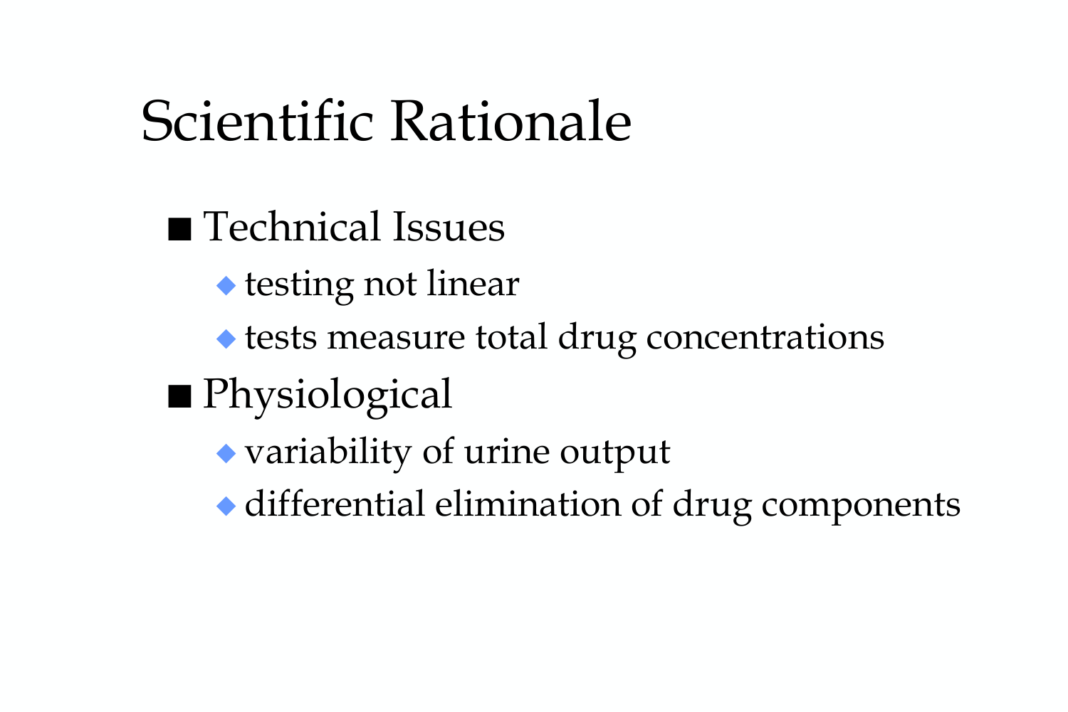# Scientific Rationale

- Technical Issues
  - testing not linear
  - tests measure total drug concentrations
- Physiological
  - variability of urine output
  - differential elimination of drug components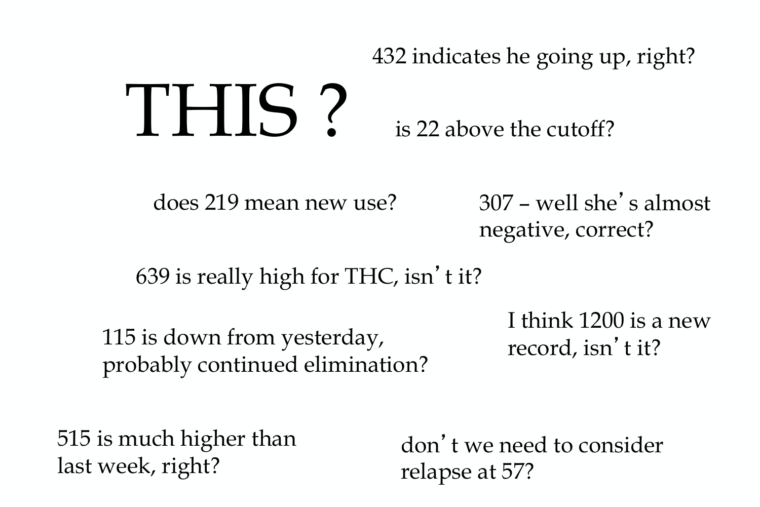# THIS ?

432 indicates he going up, right?

is 22 above the cutoff?

does 219 mean new use?

307 – well she's almost negative, correct?

639 is really high for THC, isn't it?

115 is down from yesterday, probably continued elimination?

I think 1200 is a new record, isn't it?

515 is much higher than last week, right?

don't we need to consider relapse at 57?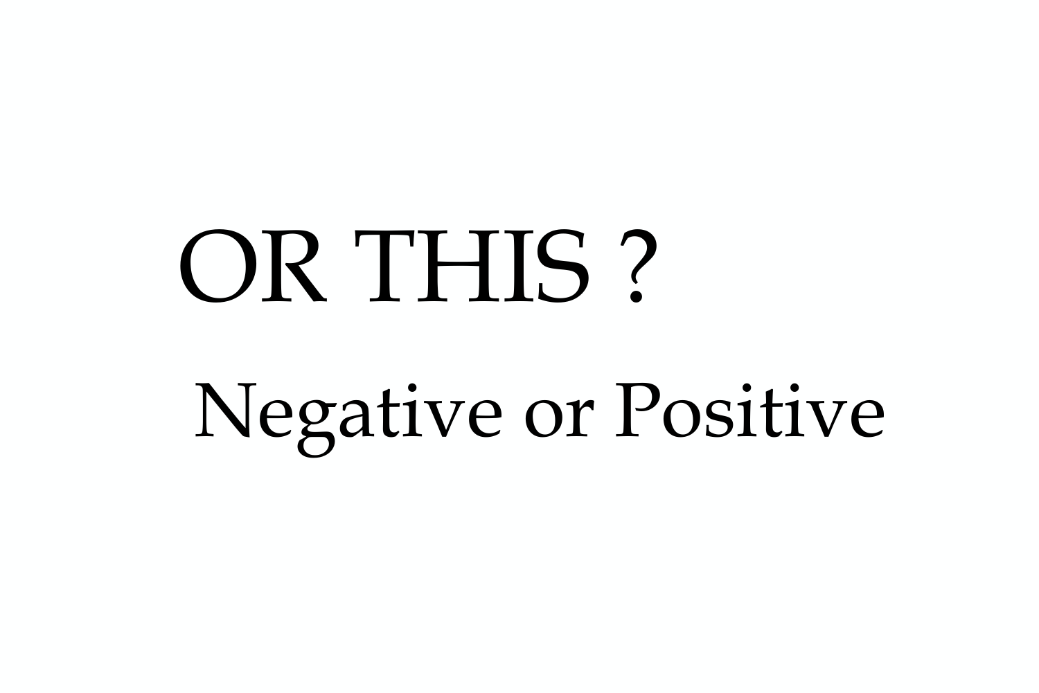# OR THIS ?

Negative or Positive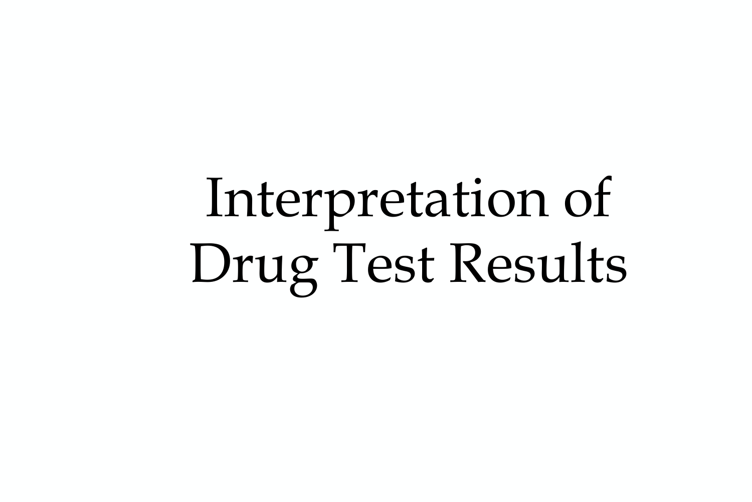# Interpretation of Drug Test Results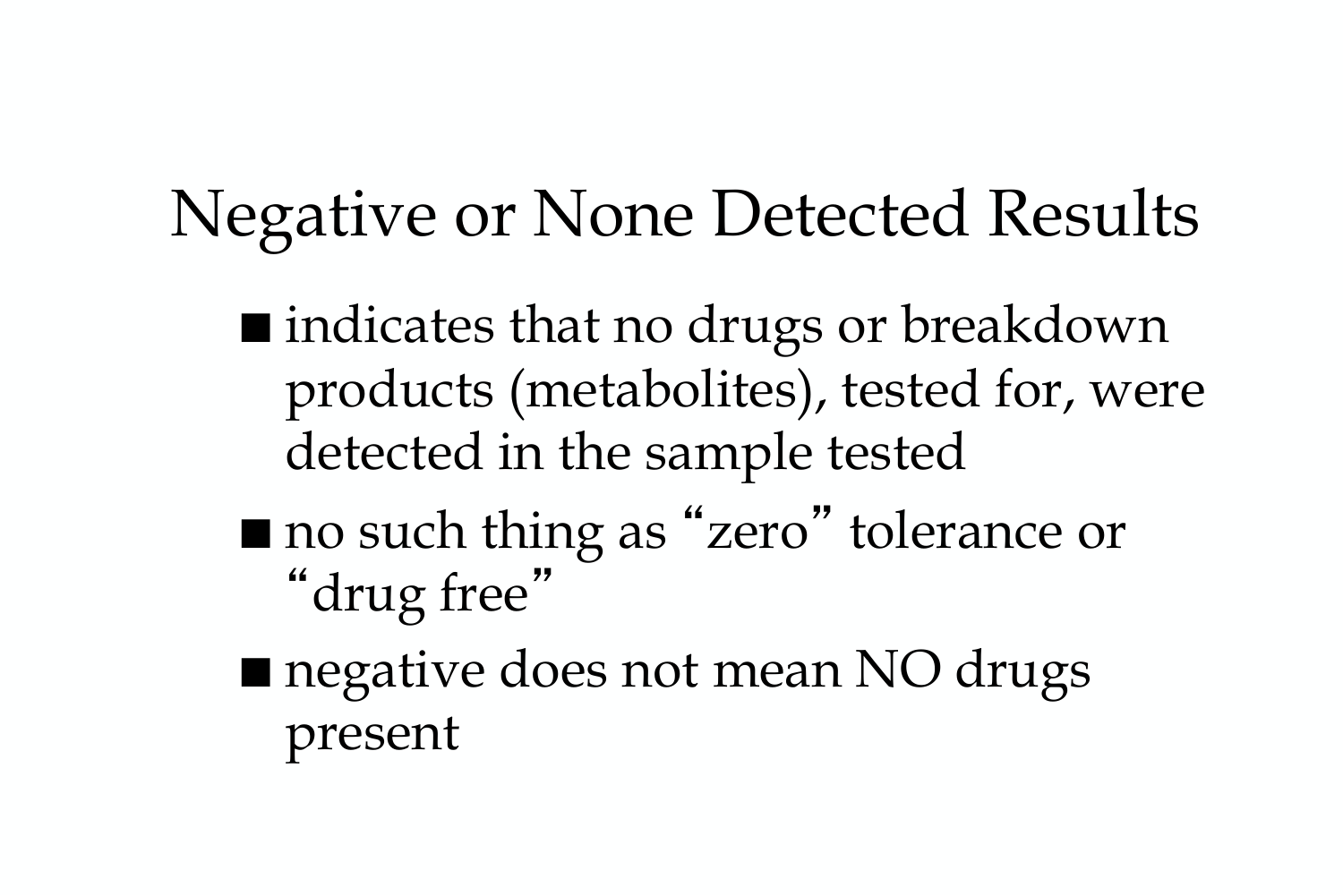# Negative or None Detected Results

- indicates that no drugs or breakdown products (metabolites), tested for, were detected in the sample tested
- no such thing as “zero” tolerance or “drug free”
- negative does not mean NO drugs present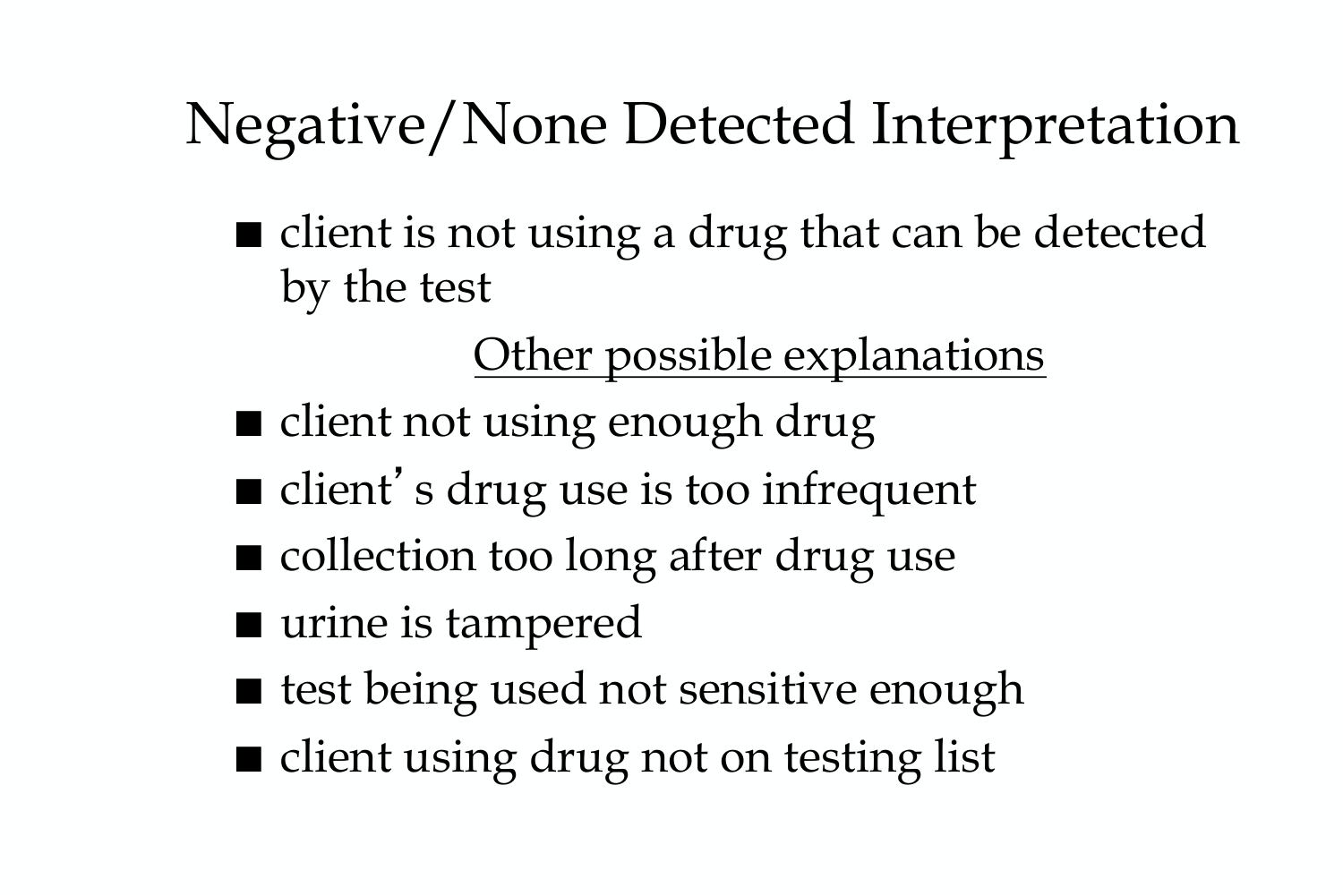# Negative/None Detected Interpretation

- client is not using a drug that can be detected by the test

<u>Other possible explanations</u>

- client not using enough drug
- client's drug use is too infrequent
- collection too long after drug use
- urine is tampered
- test being used not sensitive enough
- client using drug not on testing list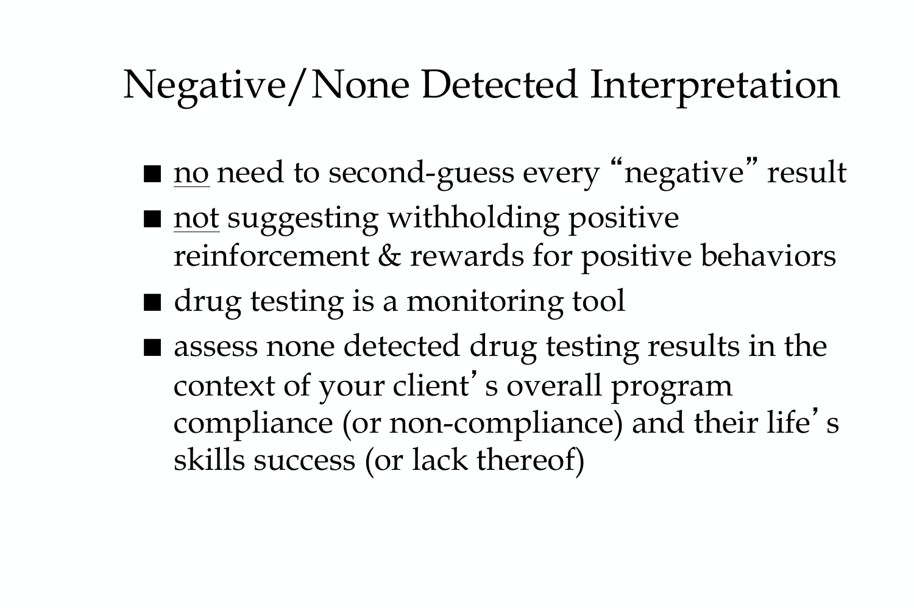# Negative/None Detected Interpretation

- <u>no</u> need to second-guess every "negative" result
- <u>not</u> suggesting withholding positive reinforcement & rewards for positive behaviors
- drug testing is a monitoring tool
- assess none detected drug testing results in the context of your client's overall program compliance (or non-compliance) and their life's skills success (or lack thereof)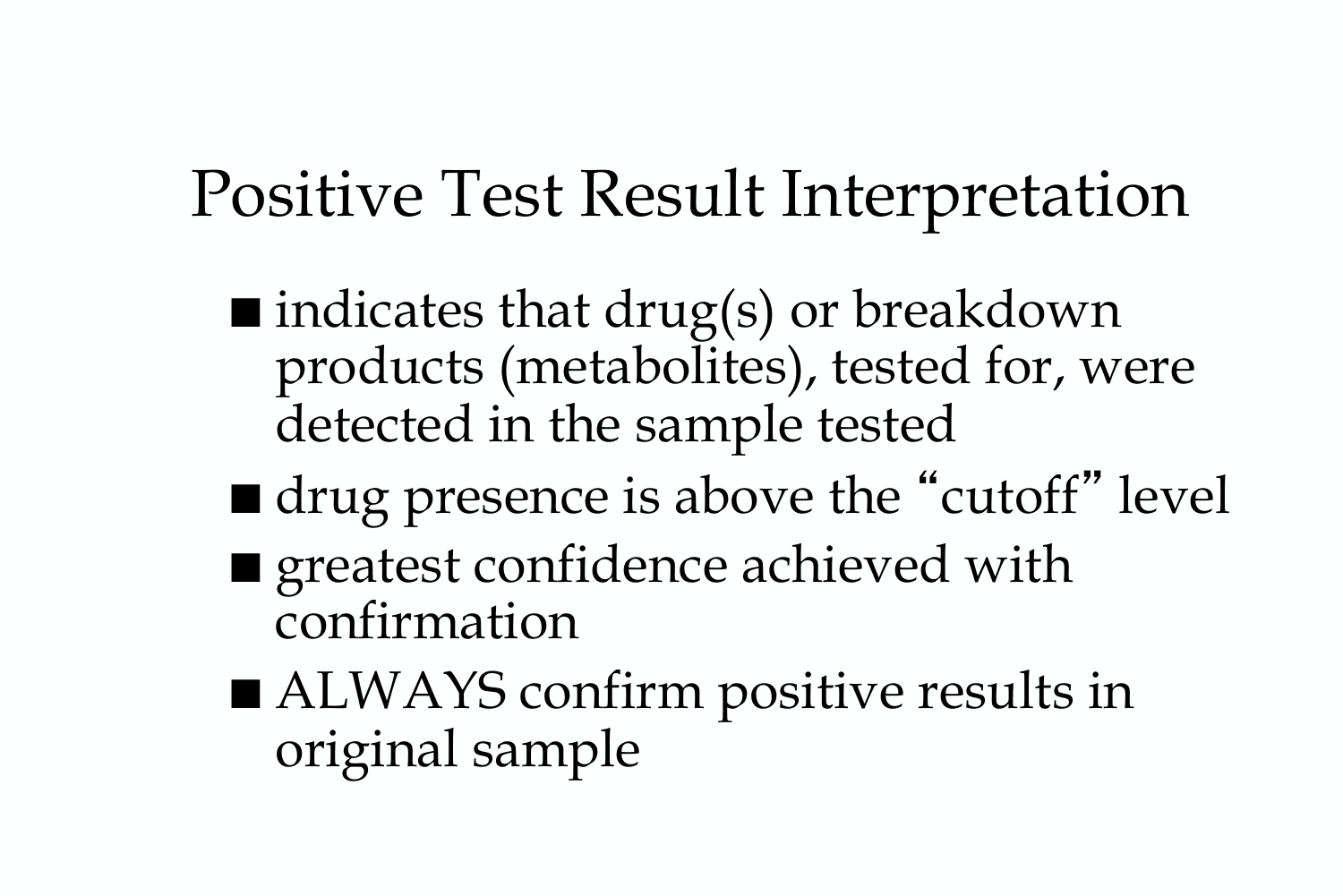# Positive Test Result Interpretation

- indicates that drug(s) or breakdown products (metabolites), tested for, were detected in the sample tested
- drug presence is above the "cutoff" level
- greatest confidence achieved with confirmation
- ALWAYS confirm positive results in original sample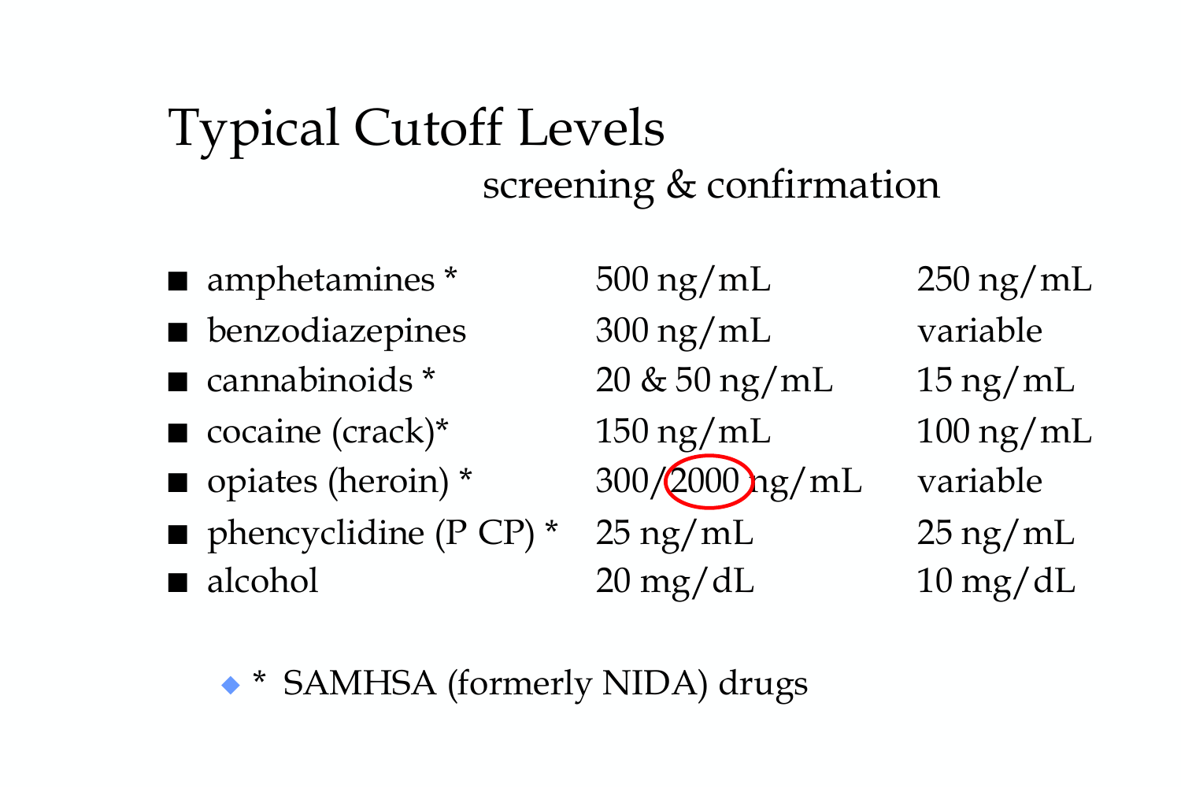# Typical Cutoff Levels

| | screening | confirmation |
|---|---|---|
| amphetamines * | 500 ng/mL | 250 ng/mL |
| benzodiazepines | 300 ng/mL | variable |
| cannabinoids * | 20 & 50 ng/mL | 15 ng/mL |
| cocaine (crack)* | 150 ng/mL | 100 ng/mL |
| opiates (heroin) * | 300/2000 ng/mL | variable |
| phencyclidine (P CP) * | 25 ng/mL | 25 ng/mL |
| alcohol | 20 mg/dL | 10 mg/dL |

- * SAMHSA (formerly NIDA) drugs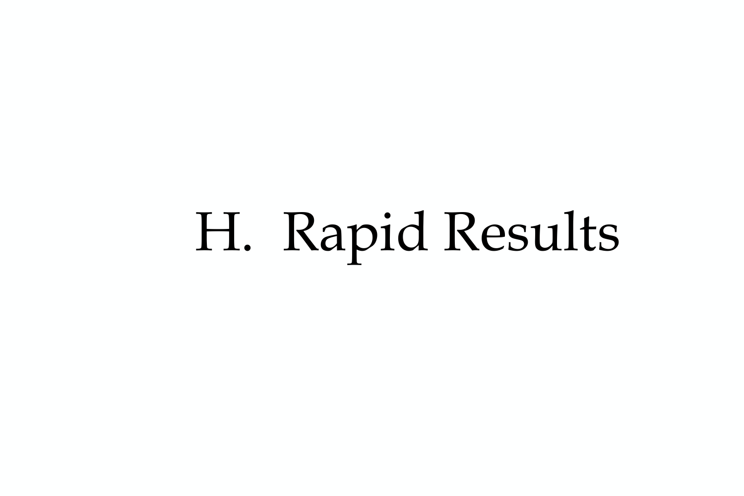# H. Rapid Results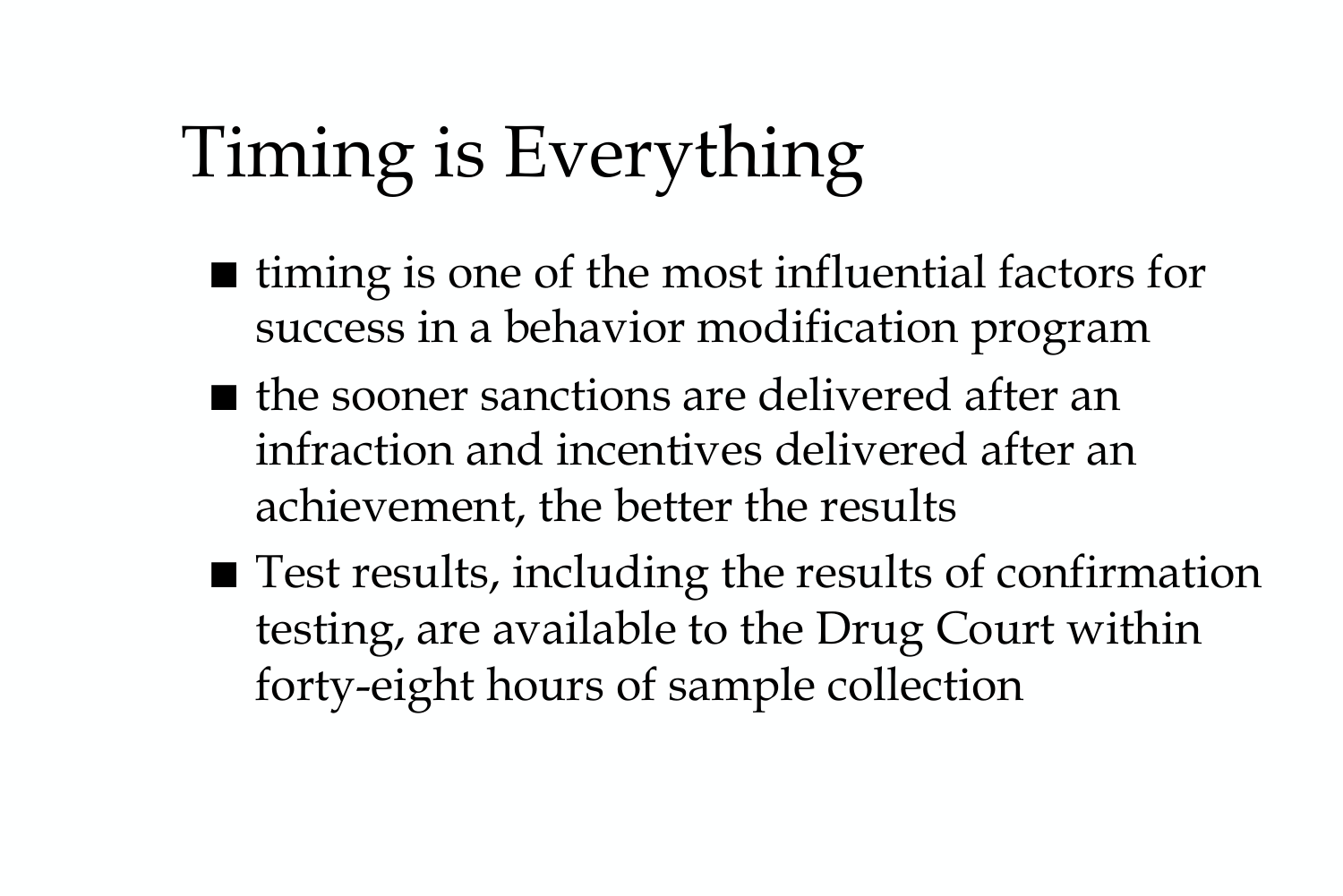# Timing is Everything

- timing is one of the most influential factors for success in a behavior modification program
- the sooner sanctions are delivered after an infraction and incentives delivered after an achievement, the better the results
- Test results, including the results of confirmation testing, are available to the Drug Court within forty-eight hours of sample collection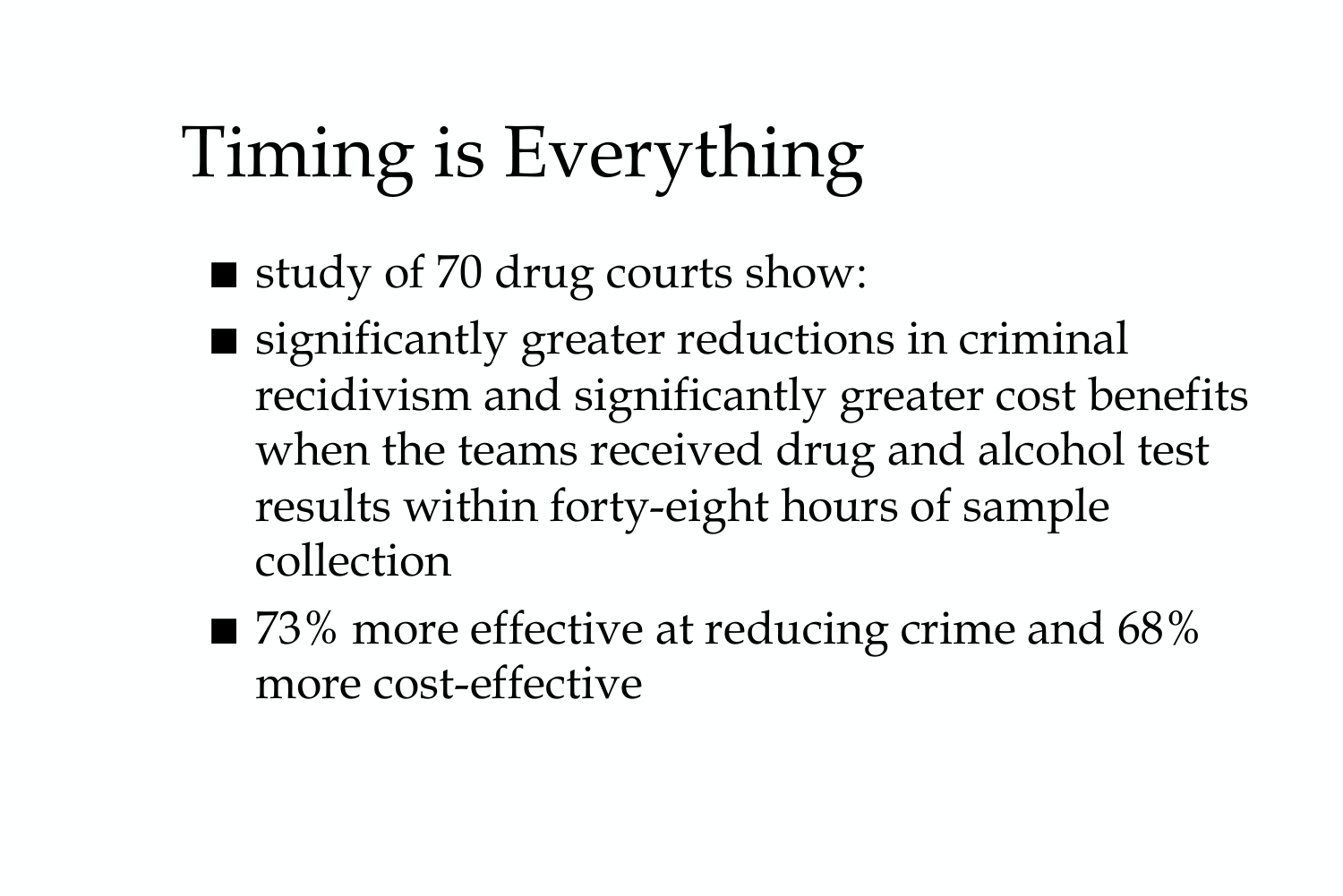# Timing is Everything

- study of 70 drug courts show:
- significantly greater reductions in criminal recidivism and significantly greater cost benefits when the teams received drug and alcohol test results within forty-eight hours of sample collection
- 73% more effective at reducing crime and 68% more cost-effective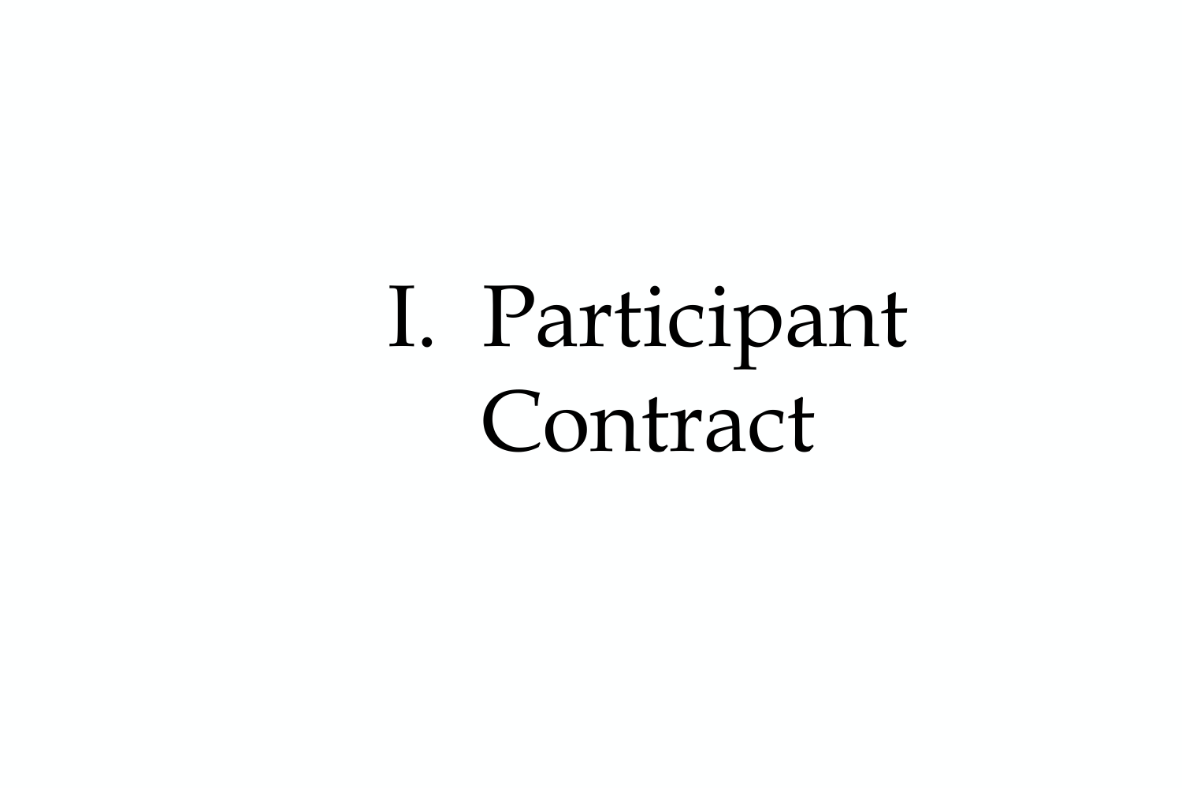# I. Participant Contract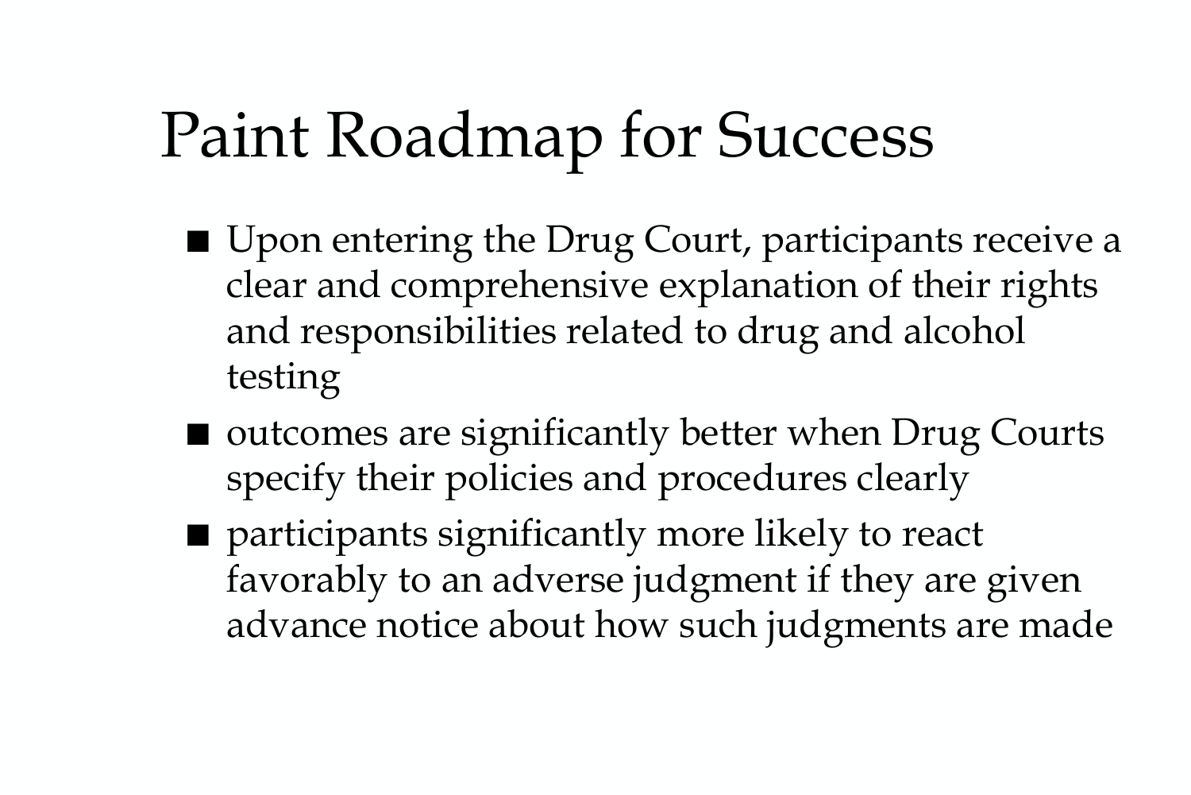# Paint Roadmap for Success

- Upon entering the Drug Court, participants receive a clear and comprehensive explanation of their rights and responsibilities related to drug and alcohol testing
- outcomes are significantly better when Drug Courts specify their policies and procedures clearly
- participants significantly more likely to react favorably to an adverse judgment if they are given advance notice about how such judgments are made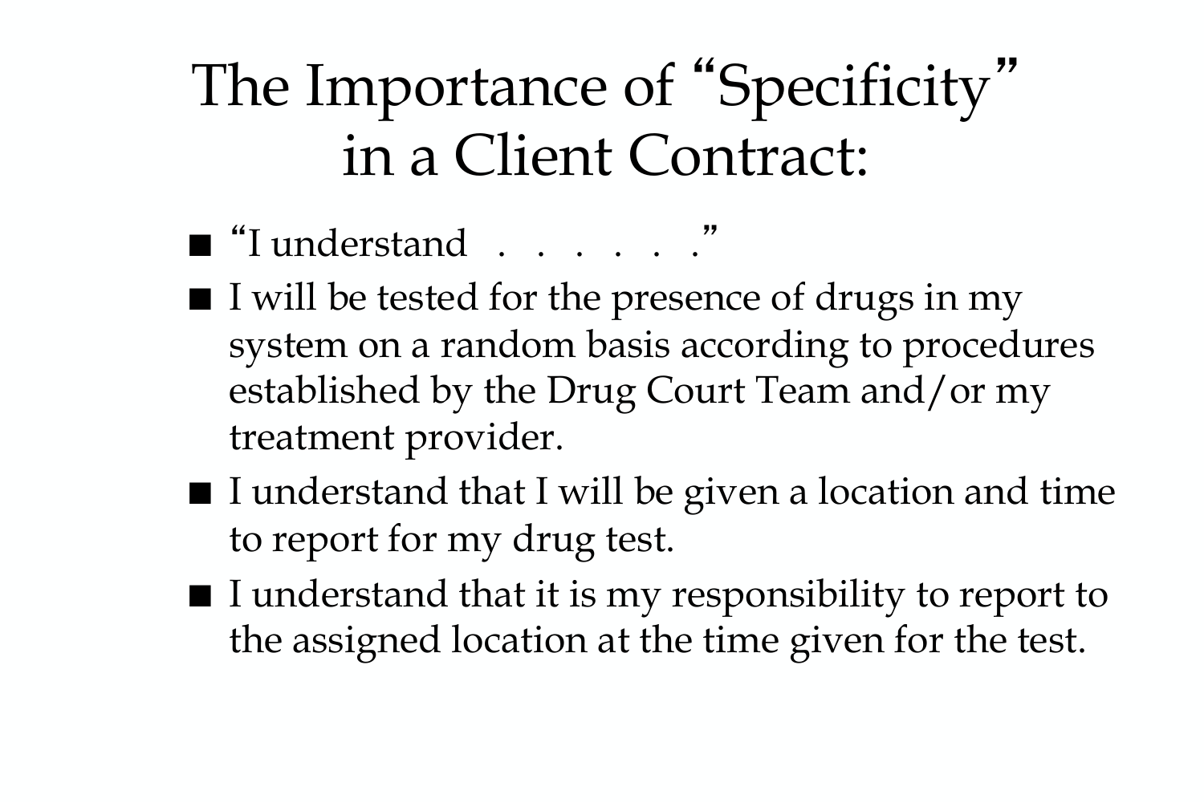# The Importance of "Specificity" in a Client Contract:

- "I understand . . . . . ."
- I will be tested for the presence of drugs in my system on a random basis according to procedures established by the Drug Court Team and/or my treatment provider.
- I understand that I will be given a location and time to report for my drug test.
- I understand that it is my responsibility to report to the assigned location at the time given for the test.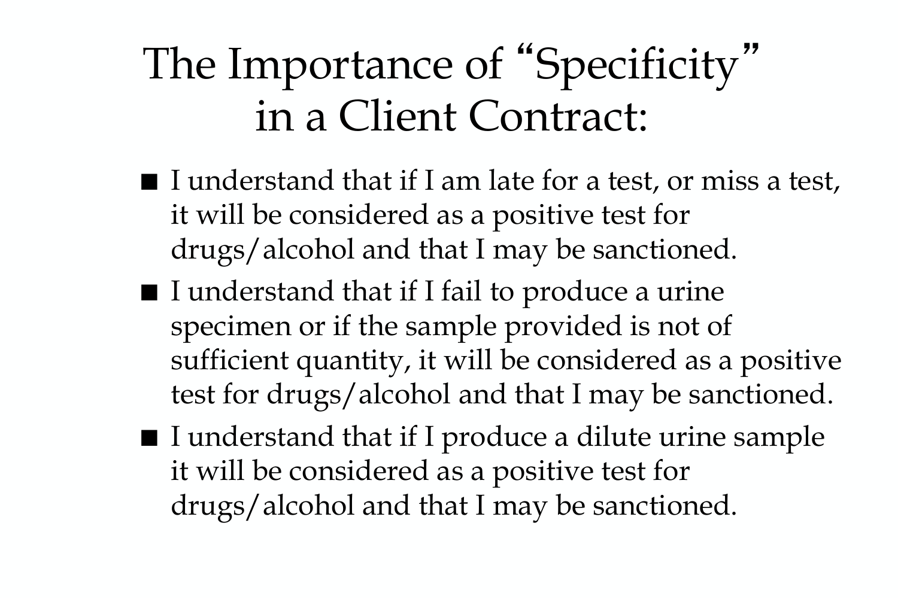# The Importance of "Specificity" in a Client Contract:

- I understand that if I am late for a test, or miss a test, it will be considered as a positive test for drugs/alcohol and that I may be sanctioned.
- I understand that if I fail to produce a urine specimen or if the sample provided is not of sufficient quantity, it will be considered as a positive test for drugs/alcohol and that I may be sanctioned.
- I understand that if I produce a dilute urine sample it will be considered as a positive test for drugs/alcohol and that I may be sanctioned.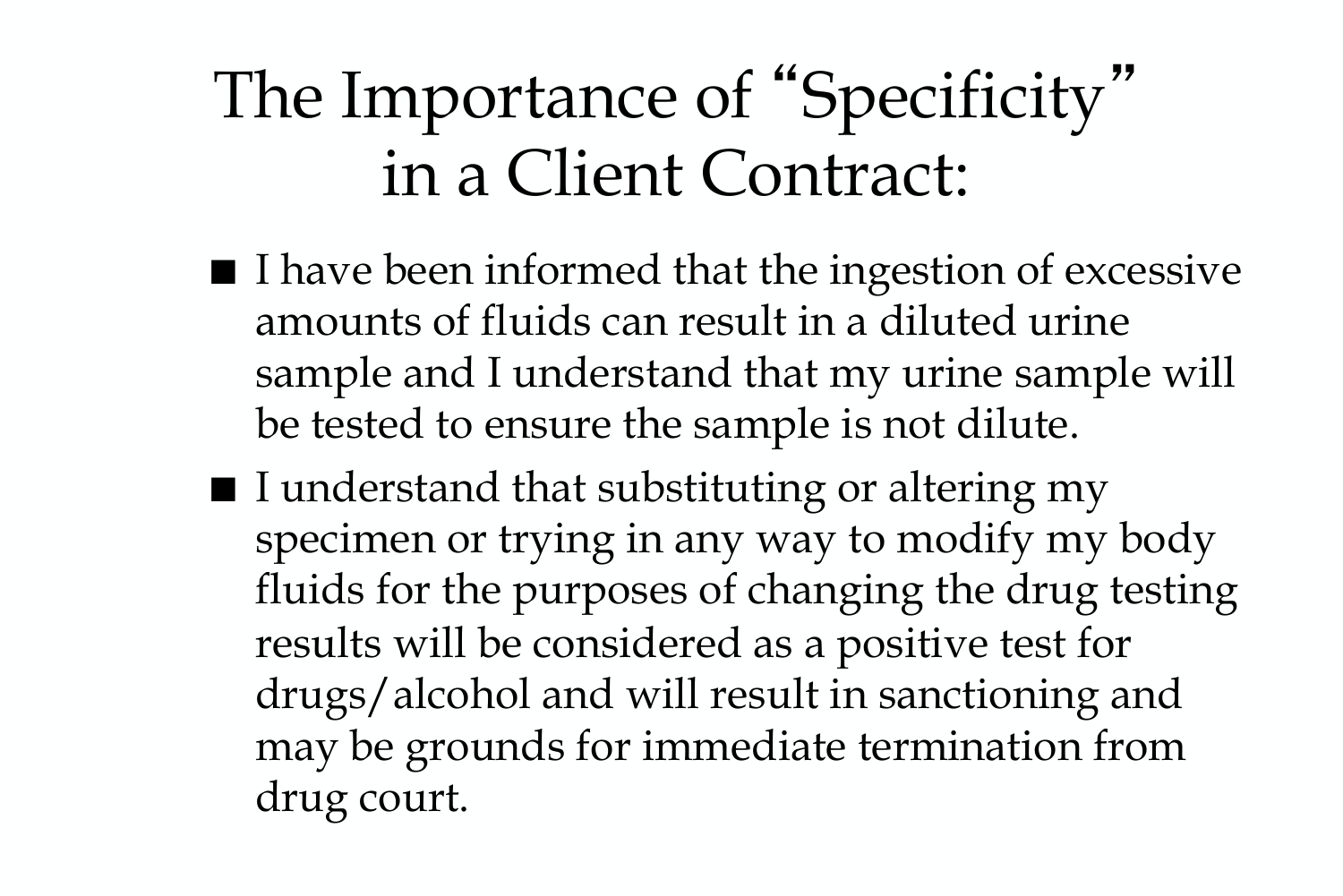# The Importance of "Specificity" in a Client Contract:

- I have been informed that the ingestion of excessive amounts of fluids can result in a diluted urine sample and I understand that my urine sample will be tested to ensure the sample is not dilute.
- I understand that substituting or altering my specimen or trying in any way to modify my body fluids for the purposes of changing the drug testing results will be considered as a positive test for drugs/alcohol and will result in sanctioning and may be grounds for immediate termination from drug court.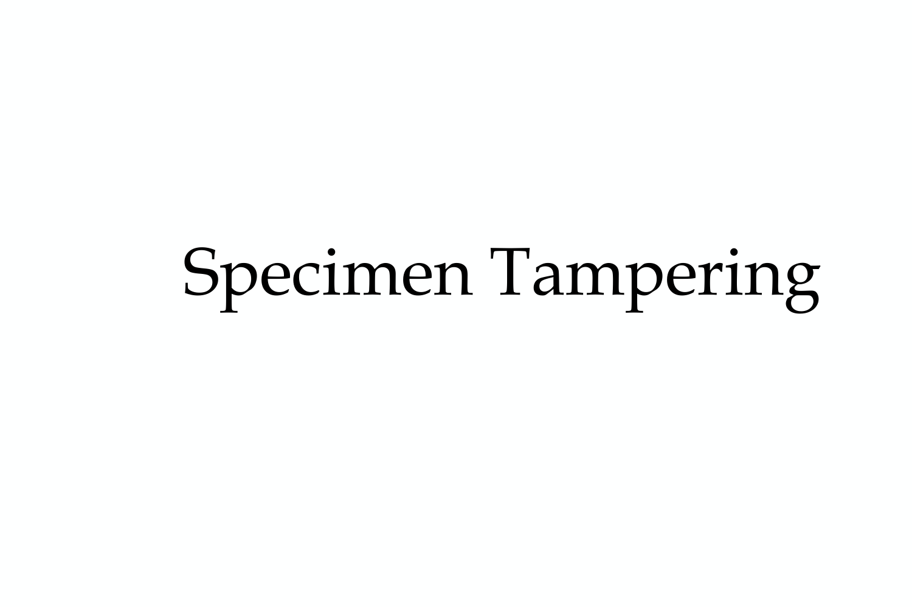# Specimen Tampering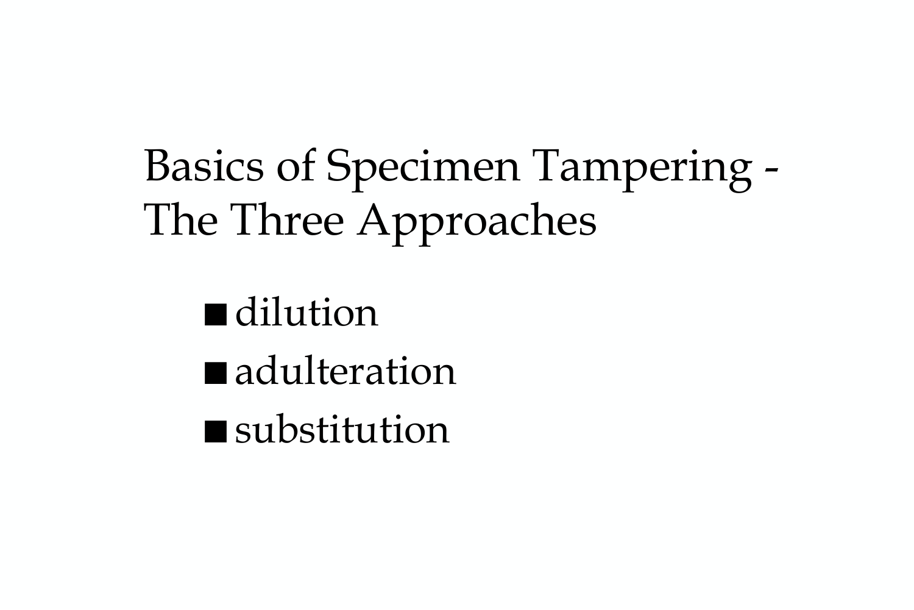# Basics of Specimen Tampering - The Three Approaches

- dilution
- adulteration
- substitution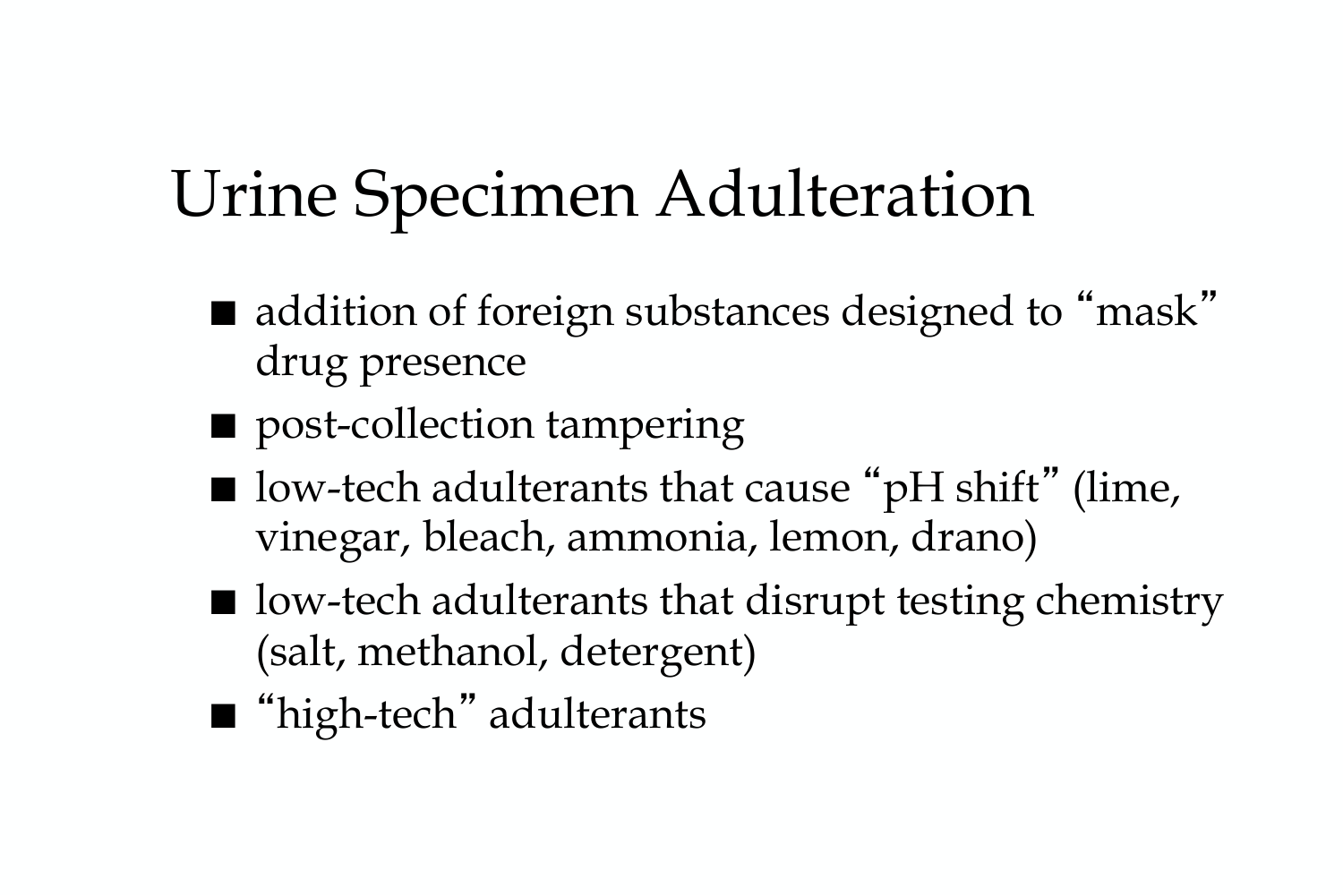# Urine Specimen Adulteration

- addition of foreign substances designed to "mask" drug presence
- post-collection tampering
- low-tech adulterants that cause "pH shift" (lime, vinegar, bleach, ammonia, lemon, drano)
- low-tech adulterants that disrupt testing chemistry (salt, methanol, detergent)
- "high-tech" adulterants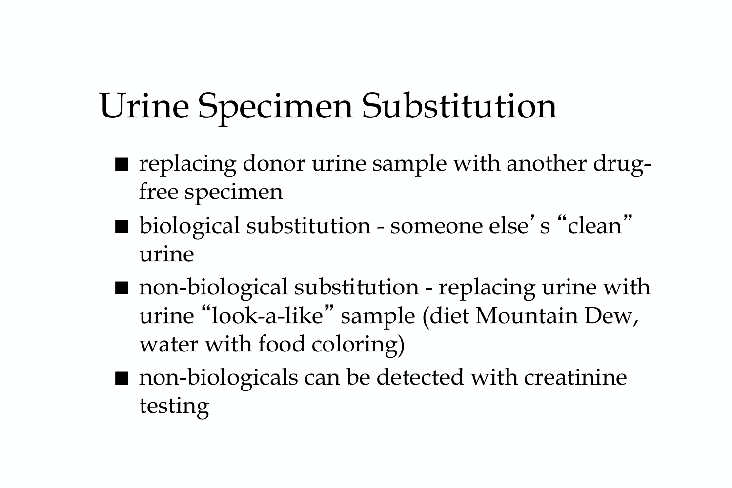# Urine Specimen Substitution

- replacing donor urine sample with another drug-free specimen
- biological substitution - someone else's "clean" urine
- non-biological substitution - replacing urine with urine "look-a-like" sample (diet Mountain Dew, water with food coloring)
- non-biologicals can be detected with creatinine testing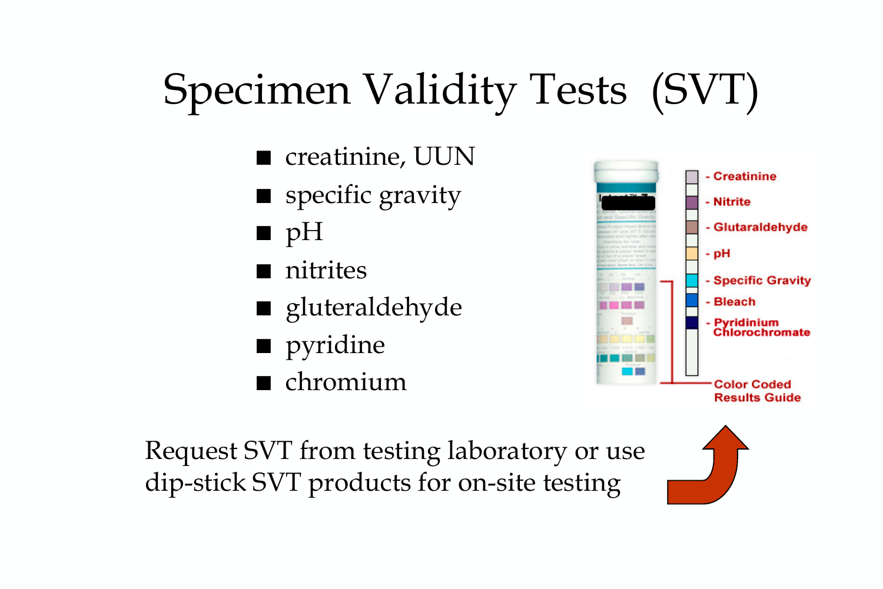# Specimen Validity Tests (SVT)

- creatinine, UUN
- specific gravity
- pH
- nitrites
- gluteraldehyde
- pyridine
- chromium

- Creatinine
- Nitrite
- Glutaraldehyde
- pH
- Specific Gravity
- Bleach
- Pyridinium Chlorochromate

Color Coded Results Guide

Request SVT from testing laboratory or use dip-stick SVT products for on-site testing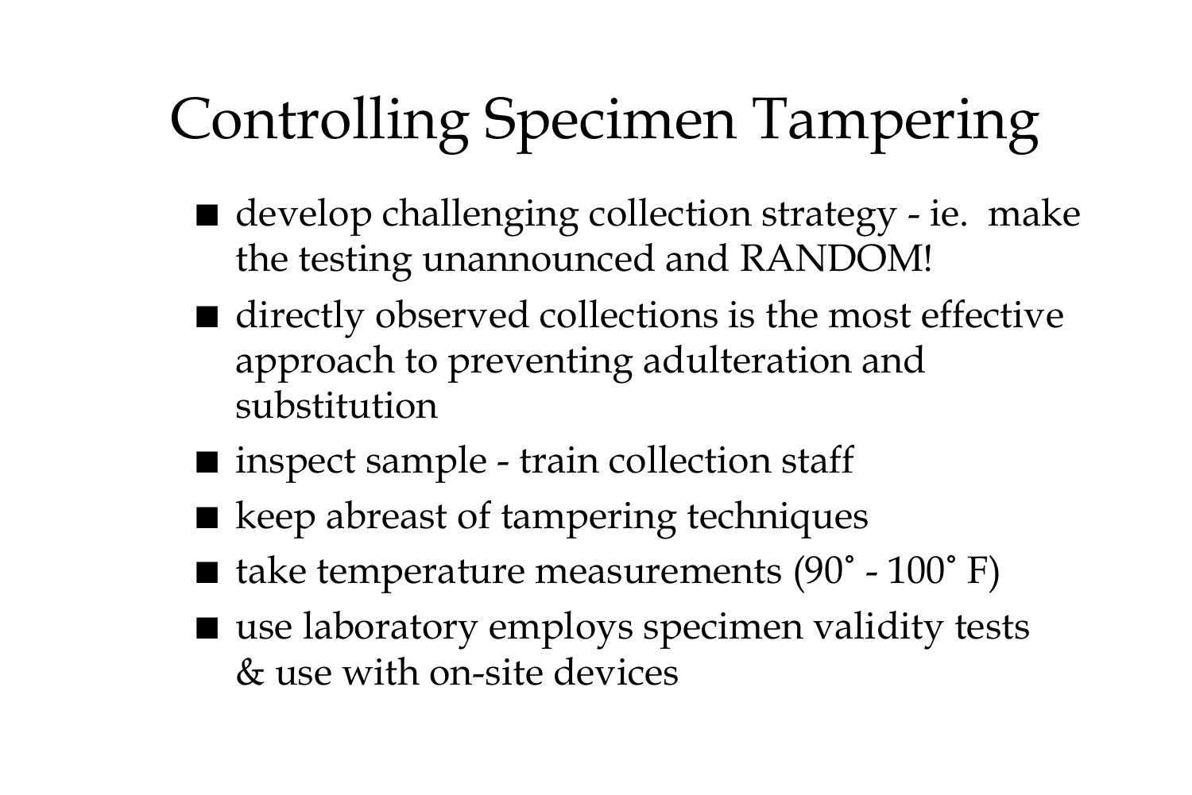# Controlling Specimen Tampering

- develop challenging collection strategy - ie. make the testing unannounced and RANDOM!
- directly observed collections is the most effective approach to preventing adulteration and substitution
- inspect sample - train collection staff
- keep abreast of tampering techniques
- take temperature measurements (90˚ - 100˚ F)
- use laboratory employs specimen validity tests & use with on-site devices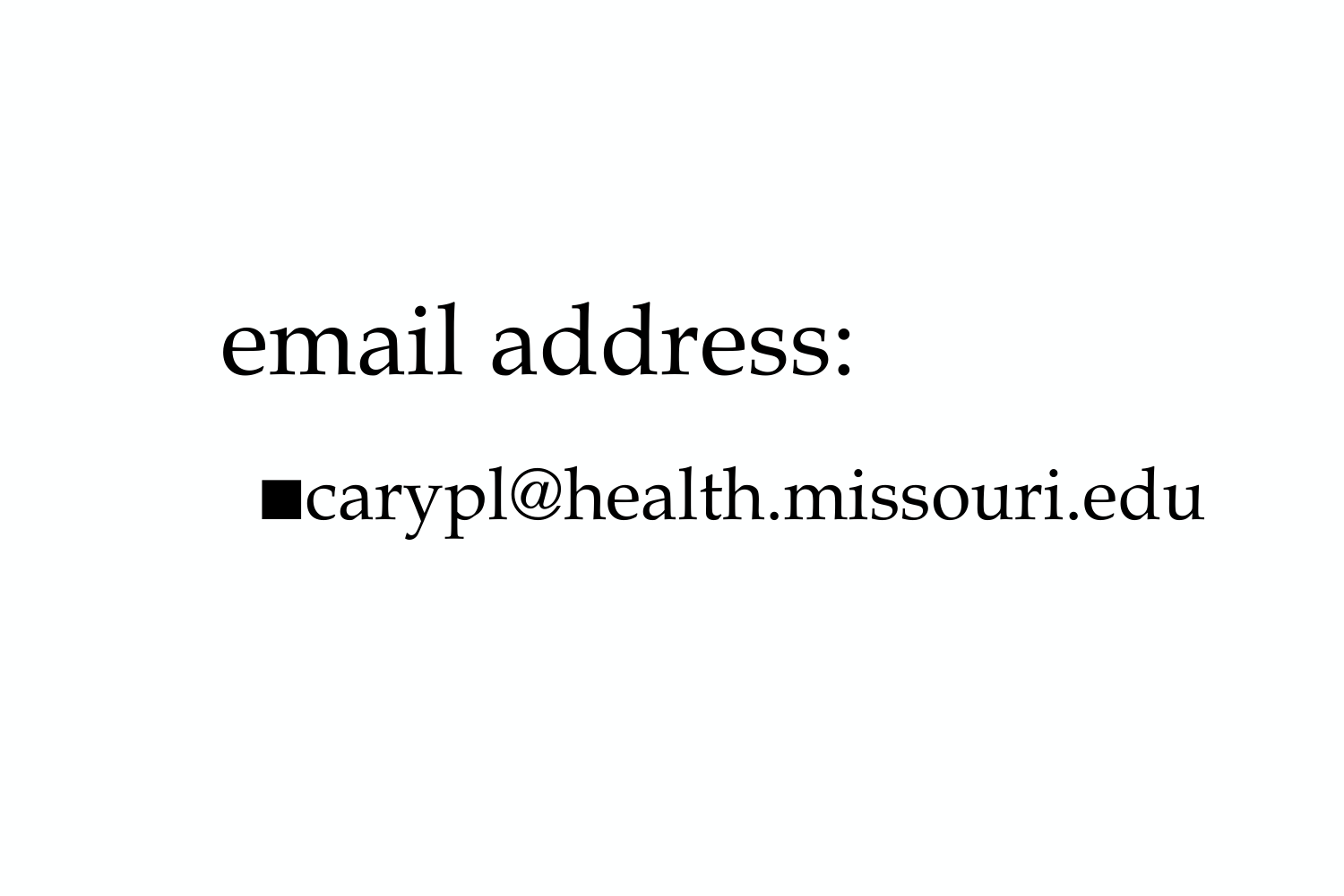# email address:

- carypl@health.missouri.edu